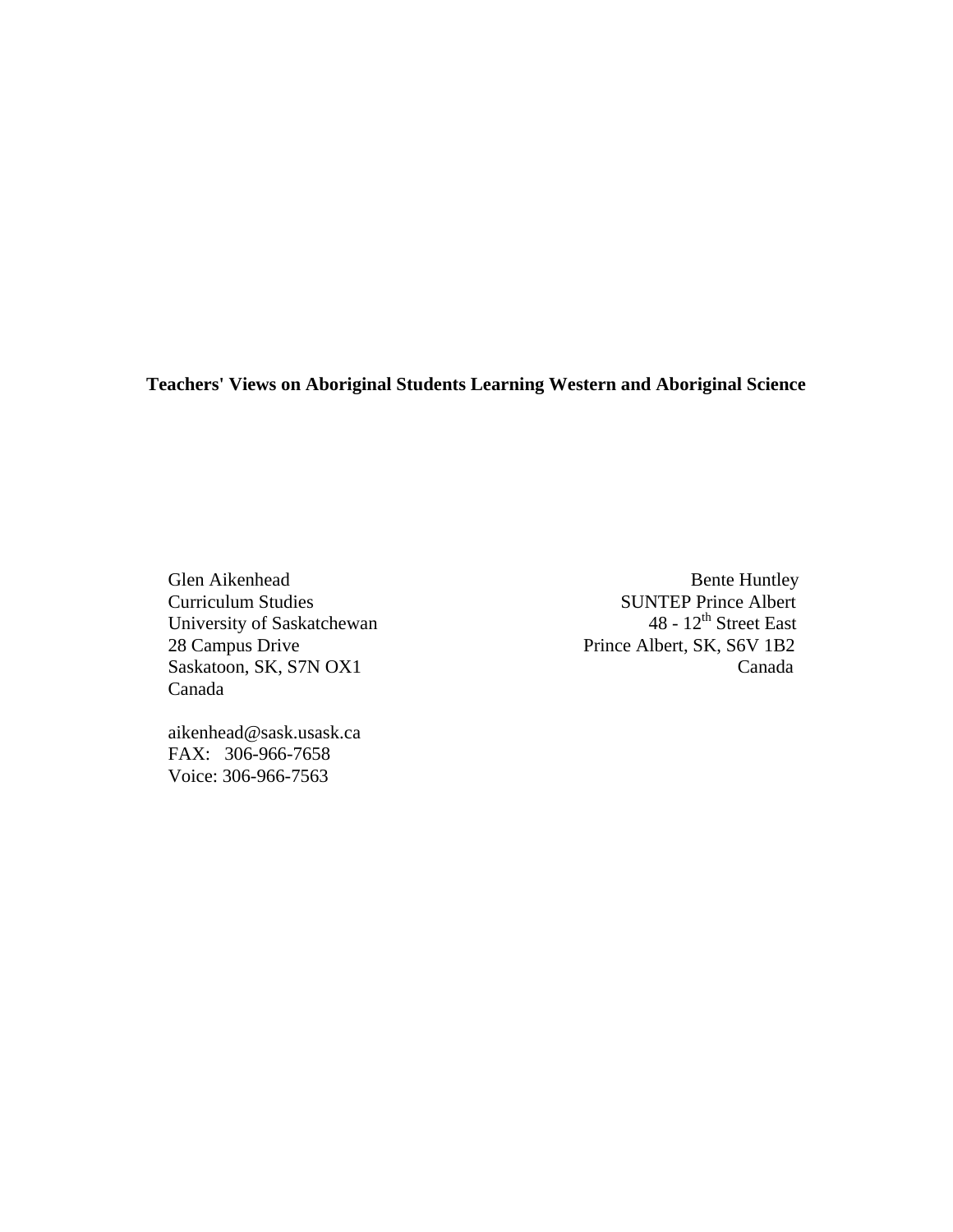**Teachers' Views on Aboriginal Students Learning Western and Aboriginal Science**

Glen Aikenhead
Curriculum Studies
University of Saskatchewan
28 Campus Drive
Saskatoon, SK, S7N OX1
Canada

aikenhead@sask.usask.ca
FAX: 306-966-7658
Voice: 306-966-7563

Bente Huntley
SUNTEP Prince Albert
48 - 12th Street East
Prince Albert, SK, S6V 1B2
Canada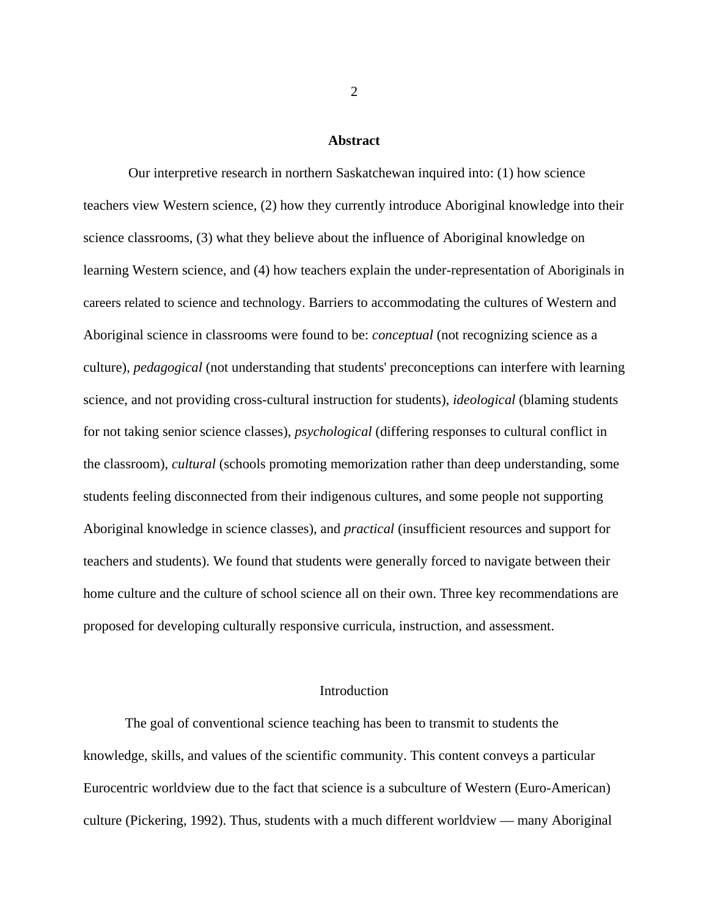## Abstract

Our interpretive research in northern Saskatchewan inquired into: (1) how science teachers view Western science, (2) how they currently introduce Aboriginal knowledge into their science classrooms, (3) what they believe about the influence of Aboriginal knowledge on learning Western science, and (4) how teachers explain the under-representation of Aboriginals in careers related to science and technology. Barriers to accommodating the cultures of Western and Aboriginal science in classrooms were found to be: *conceptual* (not recognizing science as a culture), *pedagogical* (not understanding that students' preconceptions can interfere with learning science, and not providing cross-cultural instruction for students), *ideological* (blaming students for not taking senior science classes), *psychological* (differing responses to cultural conflict in the classroom), *cultural* (schools promoting memorization rather than deep understanding, some students feeling disconnected from their indigenous cultures, and some people not supporting Aboriginal knowledge in science classes), and *practical* (insufficient resources and support for teachers and students). We found that students were generally forced to navigate between their home culture and the culture of school science all on their own. Three key recommendations are proposed for developing culturally responsive curricula, instruction, and assessment.

## Introduction

The goal of conventional science teaching has been to transmit to students the knowledge, skills, and values of the scientific community. This content conveys a particular Eurocentric worldview due to the fact that science is a subculture of Western (Euro-American) culture (Pickering, 1992). Thus, students with a much different worldview — many Aboriginal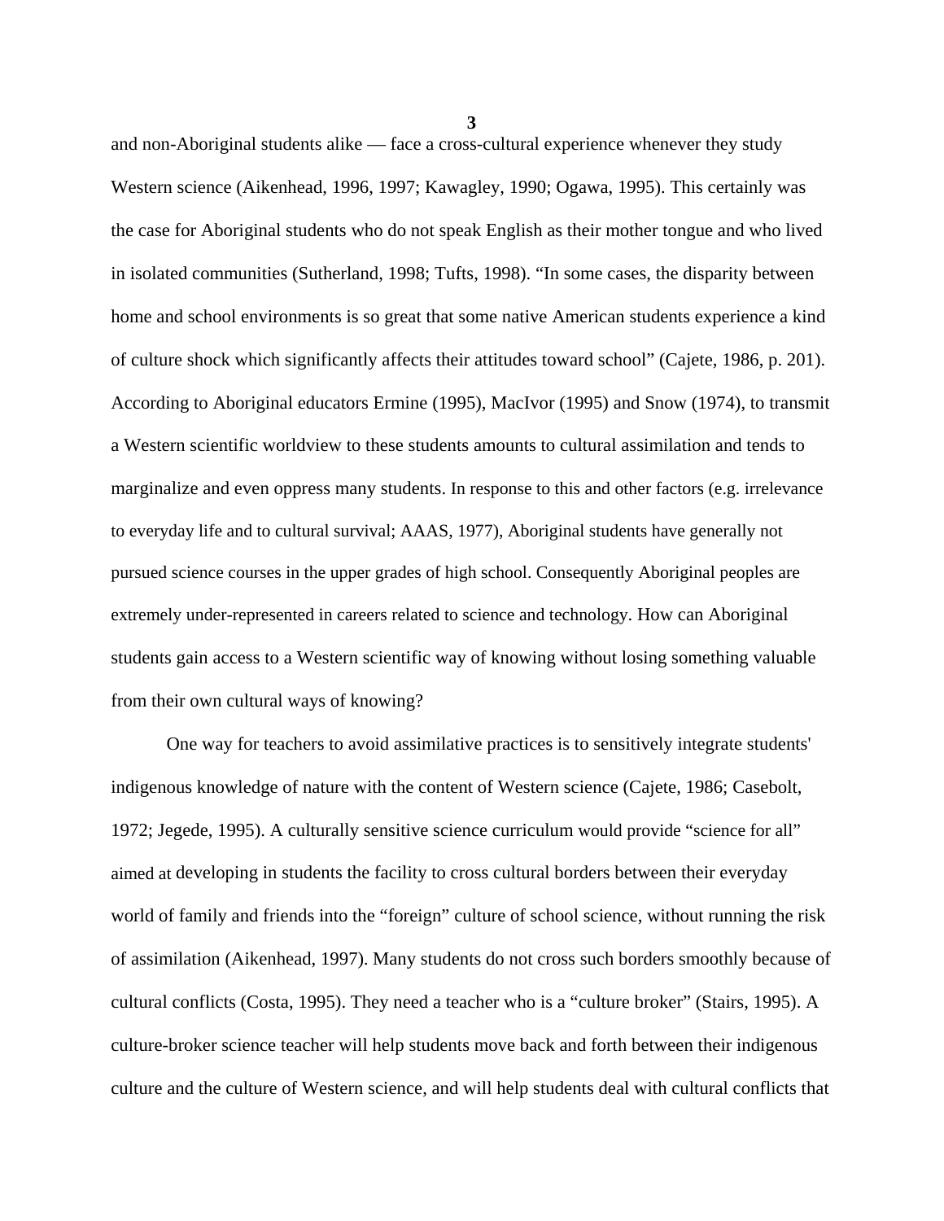and non-Aboriginal students alike — face a cross-cultural experience whenever they study Western science (Aikenhead, 1996, 1997; Kawagley, 1990; Ogawa, 1995). This certainly was the case for Aboriginal students who do not speak English as their mother tongue and who lived in isolated communities (Sutherland, 1998; Tufts, 1998). “In some cases, the disparity between home and school environments is so great that some native American students experience a kind of culture shock which significantly affects their attitudes toward school” (Cajete, 1986, p. 201). According to Aboriginal educators Ermine (1995), MacIvor (1995) and Snow (1974), to transmit a Western scientific worldview to these students amounts to cultural assimilation and tends to marginalize and even oppress many students. In response to this and other factors (e.g. irrelevance to everyday life and to cultural survival; AAAS, 1977), Aboriginal students have generally not pursued science courses in the upper grades of high school. Consequently Aboriginal peoples are extremely under-represented in careers related to science and technology. How can Aboriginal students gain access to a Western scientific way of knowing without losing something valuable from their own cultural ways of knowing?

One way for teachers to avoid assimilative practices is to sensitively integrate students' indigenous knowledge of nature with the content of Western science (Cajete, 1986; Casebolt, 1972; Jegede, 1995). A culturally sensitive science curriculum would provide “science for all” aimed at developing in students the facility to cross cultural borders between their everyday world of family and friends into the “foreign” culture of school science, without running the risk of assimilation (Aikenhead, 1997). Many students do not cross such borders smoothly because of cultural conflicts (Costa, 1995). They need a teacher who is a “culture broker” (Stairs, 1995). A culture-broker science teacher will help students move back and forth between their indigenous culture and the culture of Western science, and will help students deal with cultural conflicts that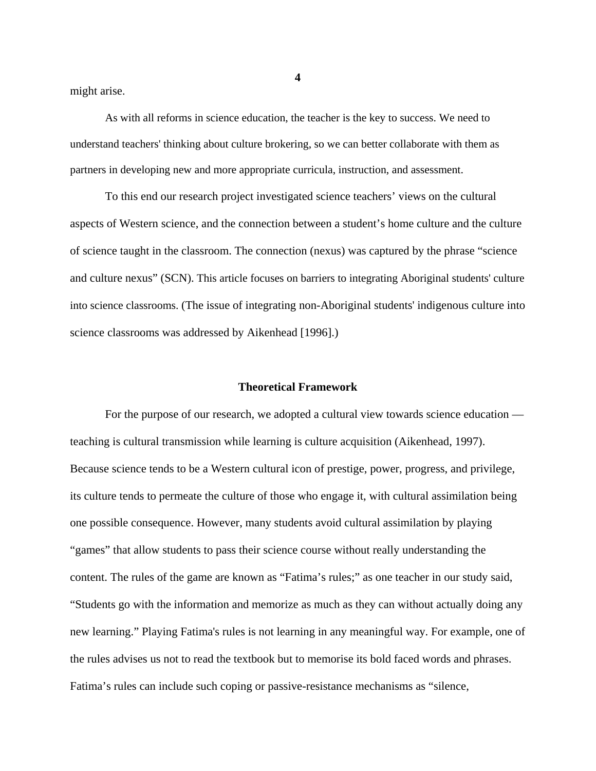might arise.

As with all reforms in science education, the teacher is the key to success. We need to understand teachers' thinking about culture brokering, so we can better collaborate with them as partners in developing new and more appropriate curricula, instruction, and assessment.

To this end our research project investigated science teachers' views on the cultural aspects of Western science, and the connection between a student's home culture and the culture of science taught in the classroom. The connection (nexus) was captured by the phrase "science and culture nexus" (SCN). This article focuses on barriers to integrating Aboriginal students' culture into science classrooms. (The issue of integrating non-Aboriginal students' indigenous culture into science classrooms was addressed by Aikenhead [1996].)

## Theoretical Framework

For the purpose of our research, we adopted a cultural view towards science education — teaching is cultural transmission while learning is culture acquisition (Aikenhead, 1997). Because science tends to be a Western cultural icon of prestige, power, progress, and privilege, its culture tends to permeate the culture of those who engage it, with cultural assimilation being one possible consequence. However, many students avoid cultural assimilation by playing "games" that allow students to pass their science course without really understanding the content. The rules of the game are known as "Fatima's rules;" as one teacher in our study said, "Students go with the information and memorize as much as they can without actually doing any new learning." Playing Fatima's rules is not learning in any meaningful way. For example, one of the rules advises us not to read the textbook but to memorise its bold faced words and phrases. Fatima's rules can include such coping or passive-resistance mechanisms as "silence,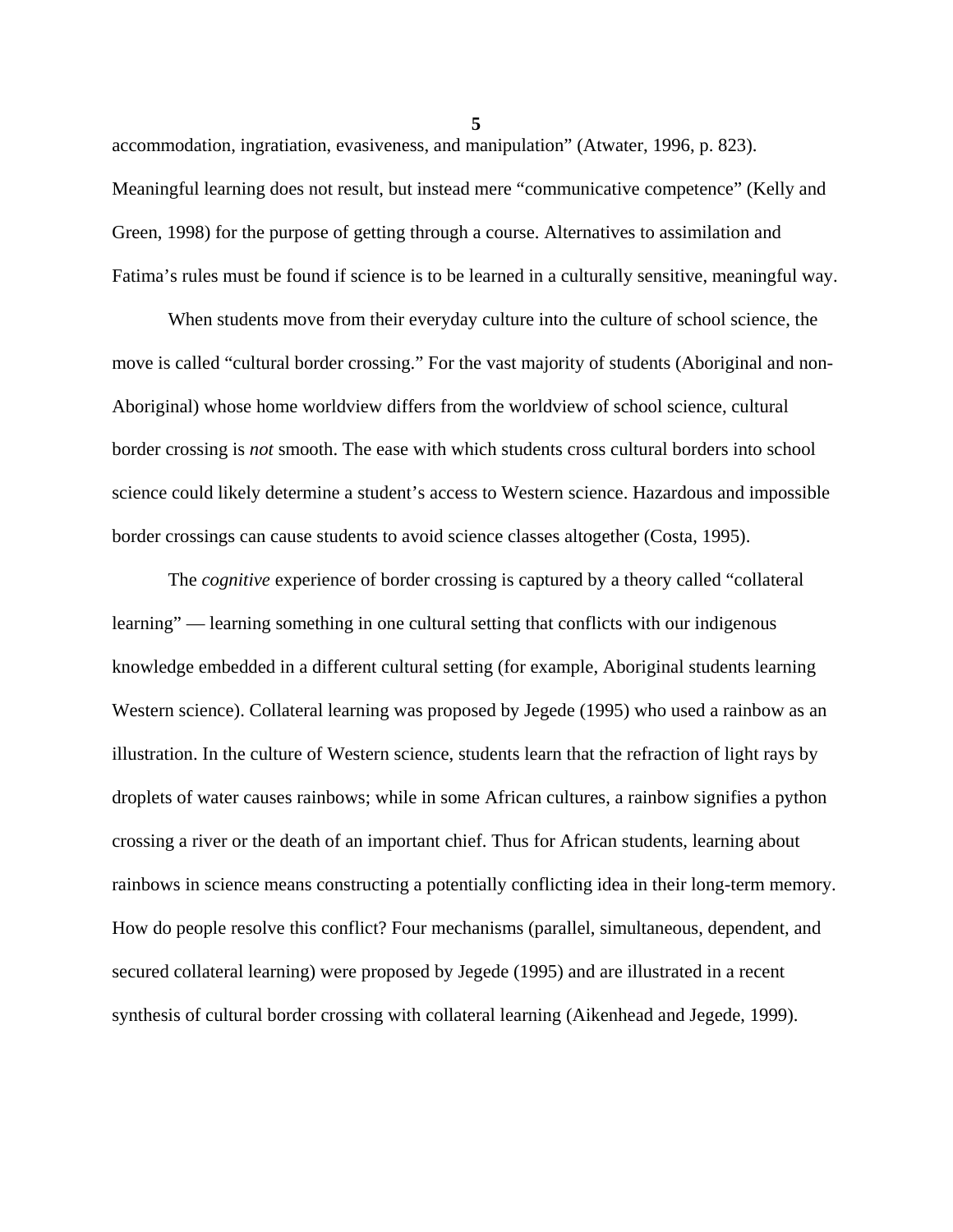accommodation, ingratiation, evasiveness, and manipulation" (Atwater, 1996, p. 823). Meaningful learning does not result, but instead mere "communicative competence" (Kelly and Green, 1998) for the purpose of getting through a course. Alternatives to assimilation and Fatima's rules must be found if science is to be learned in a culturally sensitive, meaningful way.

When students move from their everyday culture into the culture of school science, the move is called "cultural border crossing." For the vast majority of students (Aboriginal and non-Aboriginal) whose home worldview differs from the worldview of school science, cultural border crossing is *not* smooth. The ease with which students cross cultural borders into school science could likely determine a student's access to Western science. Hazardous and impossible border crossings can cause students to avoid science classes altogether (Costa, 1995).

The *cognitive* experience of border crossing is captured by a theory called "collateral learning" — learning something in one cultural setting that conflicts with our indigenous knowledge embedded in a different cultural setting (for example, Aboriginal students learning Western science). Collateral learning was proposed by Jegede (1995) who used a rainbow as an illustration. In the culture of Western science, students learn that the refraction of light rays by droplets of water causes rainbows; while in some African cultures, a rainbow signifies a python crossing a river or the death of an important chief. Thus for African students, learning about rainbows in science means constructing a potentially conflicting idea in their long-term memory. How do people resolve this conflict? Four mechanisms (parallel, simultaneous, dependent, and secured collateral learning) were proposed by Jegede (1995) and are illustrated in a recent synthesis of cultural border crossing with collateral learning (Aikenhead and Jegede, 1999).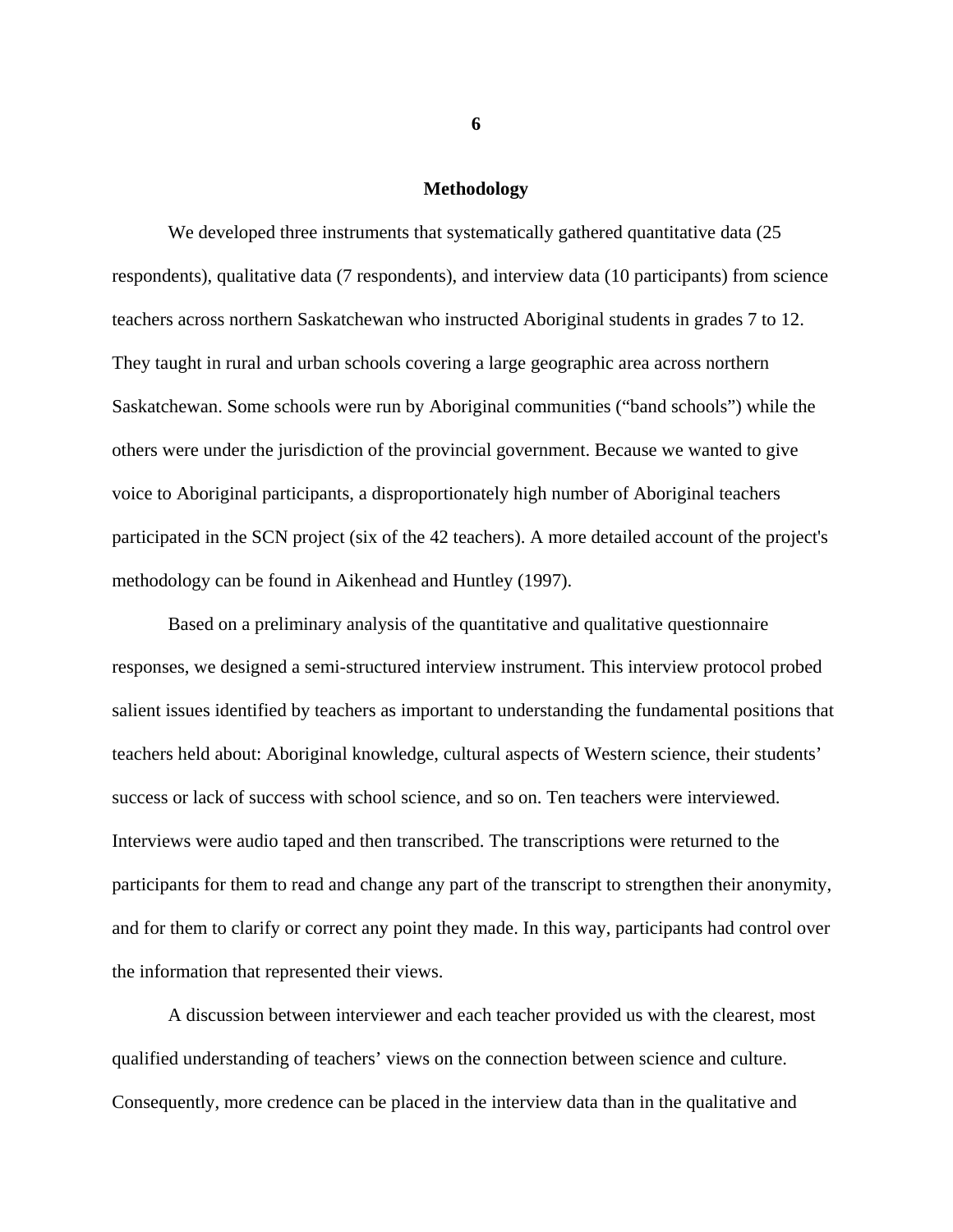## Methodology

We developed three instruments that systematically gathered quantitative data (25 respondents), qualitative data (7 respondents), and interview data (10 participants) from science teachers across northern Saskatchewan who instructed Aboriginal students in grades 7 to 12. They taught in rural and urban schools covering a large geographic area across northern Saskatchewan. Some schools were run by Aboriginal communities ("band schools") while the others were under the jurisdiction of the provincial government. Because we wanted to give voice to Aboriginal participants, a disproportionately high number of Aboriginal teachers participated in the SCN project (six of the 42 teachers). A more detailed account of the project's methodology can be found in Aikenhead and Huntley (1997).

Based on a preliminary analysis of the quantitative and qualitative questionnaire responses, we designed a semi-structured interview instrument. This interview protocol probed salient issues identified by teachers as important to understanding the fundamental positions that teachers held about: Aboriginal knowledge, cultural aspects of Western science, their students' success or lack of success with school science, and so on. Ten teachers were interviewed. Interviews were audio taped and then transcribed. The transcriptions were returned to the participants for them to read and change any part of the transcript to strengthen their anonymity, and for them to clarify or correct any point they made. In this way, participants had control over the information that represented their views.

A discussion between interviewer and each teacher provided us with the clearest, most qualified understanding of teachers' views on the connection between science and culture. Consequently, more credence can be placed in the interview data than in the qualitative and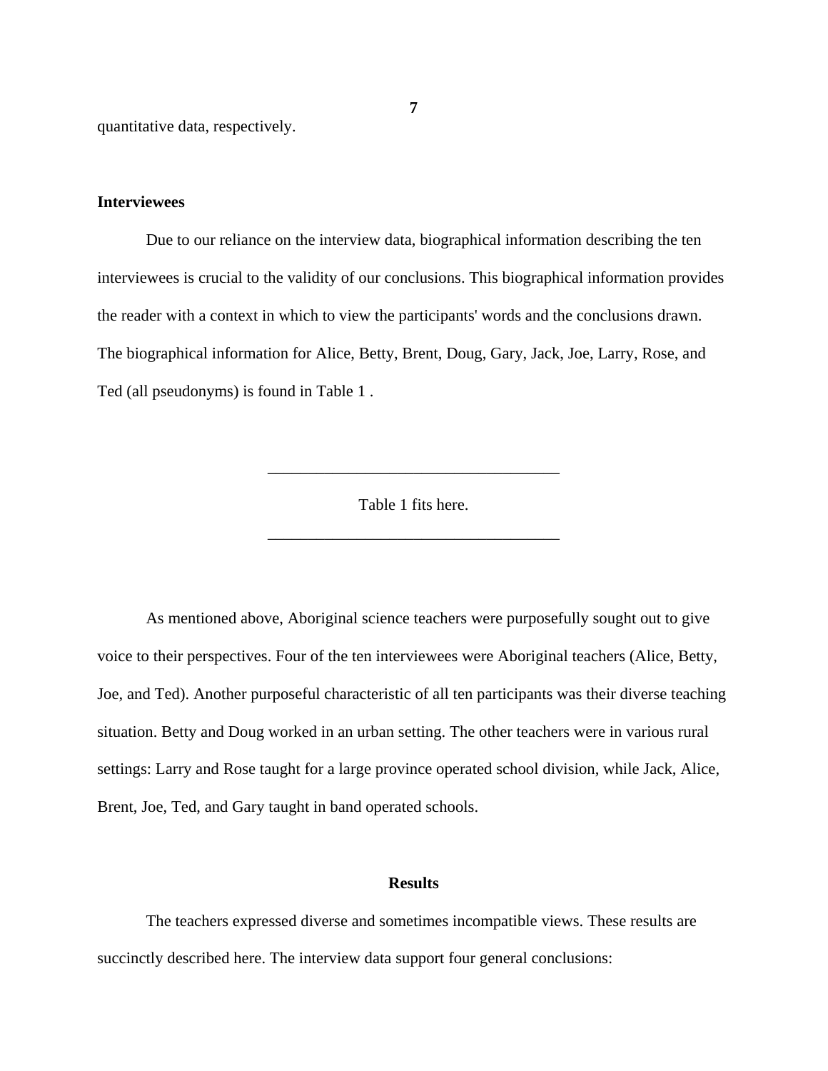quantitative data, respectively.

### Interviewees

Due to our reliance on the interview data, biographical information describing the ten interviewees is crucial to the validity of our conclusions. This biographical information provides the reader with a context in which to view the participants' words and the conclusions drawn. The biographical information for Alice, Betty, Brent, Doug, Gary, Jack, Joe, Larry, Rose, and Ted (all pseudonyms) is found in Table 1 .

---

Table 1 fits here.

---

As mentioned above, Aboriginal science teachers were purposefully sought out to give voice to their perspectives. Four of the ten interviewees were Aboriginal teachers (Alice, Betty, Joe, and Ted). Another purposeful characteristic of all ten participants was their diverse teaching situation. Betty and Doug worked in an urban setting. The other teachers were in various rural settings: Larry and Rose taught for a large province operated school division, while Jack, Alice, Brent, Joe, Ted, and Gary taught in band operated schools.

## Results

The teachers expressed diverse and sometimes incompatible views. These results are succinctly described here. The interview data support four general conclusions: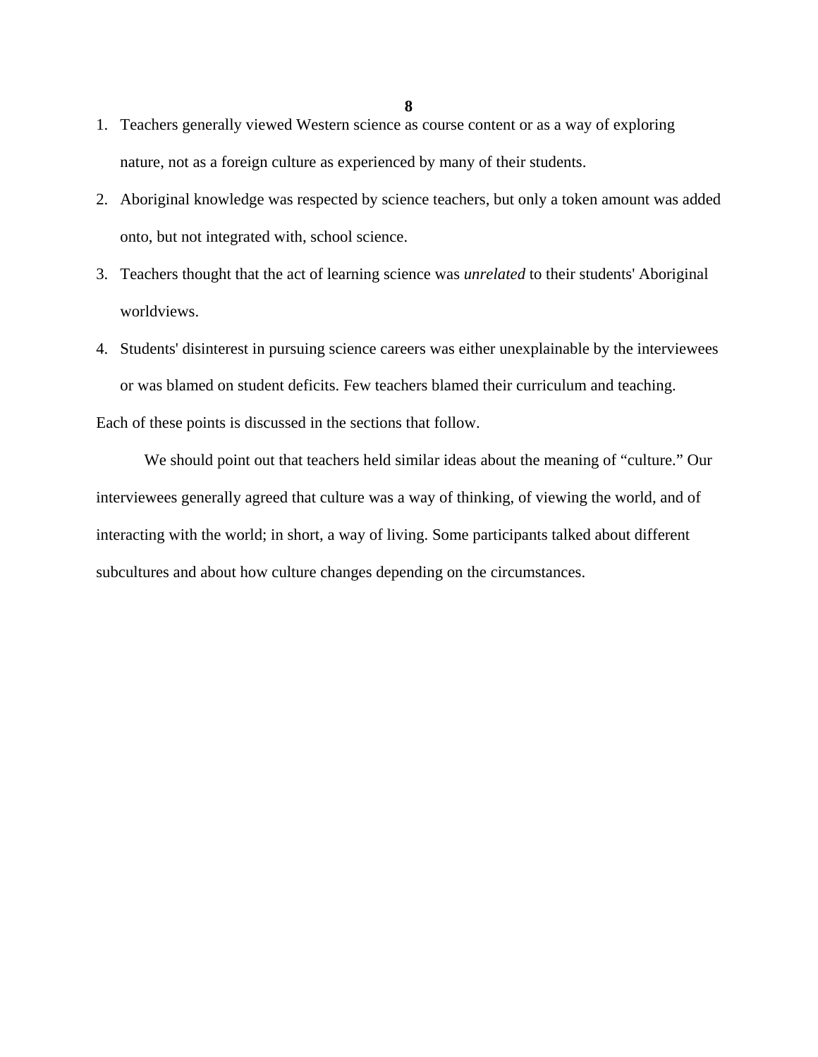1. Teachers generally viewed Western science as course content or as a way of exploring nature, not as a foreign culture as experienced by many of their students.
2. Aboriginal knowledge was respected by science teachers, but only a token amount was added onto, but not integrated with, school science.
3. Teachers thought that the act of learning science was *unrelated* to their students' Aboriginal worldviews.
4. Students' disinterest in pursuing science careers was either unexplainable by the interviewees or was blamed on student deficits. Few teachers blamed their curriculum and teaching.

Each of these points is discussed in the sections that follow.

We should point out that teachers held similar ideas about the meaning of "culture." Our interviewees generally agreed that culture was a way of thinking, of viewing the world, and of interacting with the world; in short, a way of living. Some participants talked about different subcultures and about how culture changes depending on the circumstances.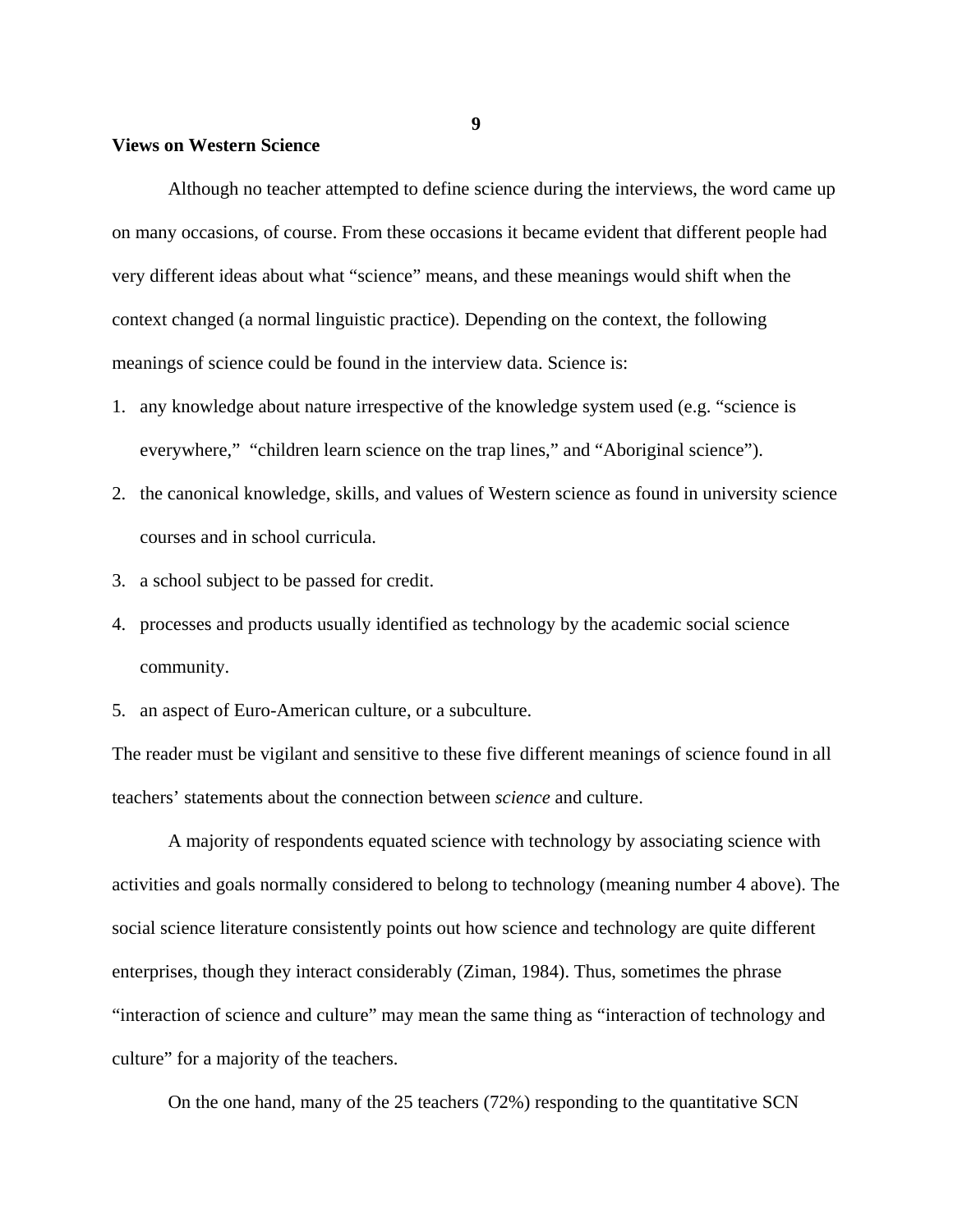**Views on Western Science**

Although no teacher attempted to define science during the interviews, the word came up on many occasions, of course. From these occasions it became evident that different people had very different ideas about what "science" means, and these meanings would shift when the context changed (a normal linguistic practice). Depending on the context, the following meanings of science could be found in the interview data. Science is:

1. any knowledge about nature irrespective of the knowledge system used (e.g. "science is everywhere," "children learn science on the trap lines," and "Aboriginal science").
2. the canonical knowledge, skills, and values of Western science as found in university science courses and in school curricula.
3. a school subject to be passed for credit.
4. processes and products usually identified as technology by the academic social science community.
5. an aspect of Euro-American culture, or a subculture.

The reader must be vigilant and sensitive to these five different meanings of science found in all teachers' statements about the connection between *science* and culture.

A majority of respondents equated science with technology by associating science with activities and goals normally considered to belong to technology (meaning number 4 above). The social science literature consistently points out how science and technology are quite different enterprises, though they interact considerably (Ziman, 1984). Thus, sometimes the phrase "interaction of science and culture" may mean the same thing as "interaction of technology and culture" for a majority of the teachers.

On the one hand, many of the 25 teachers (72%) responding to the quantitative SCN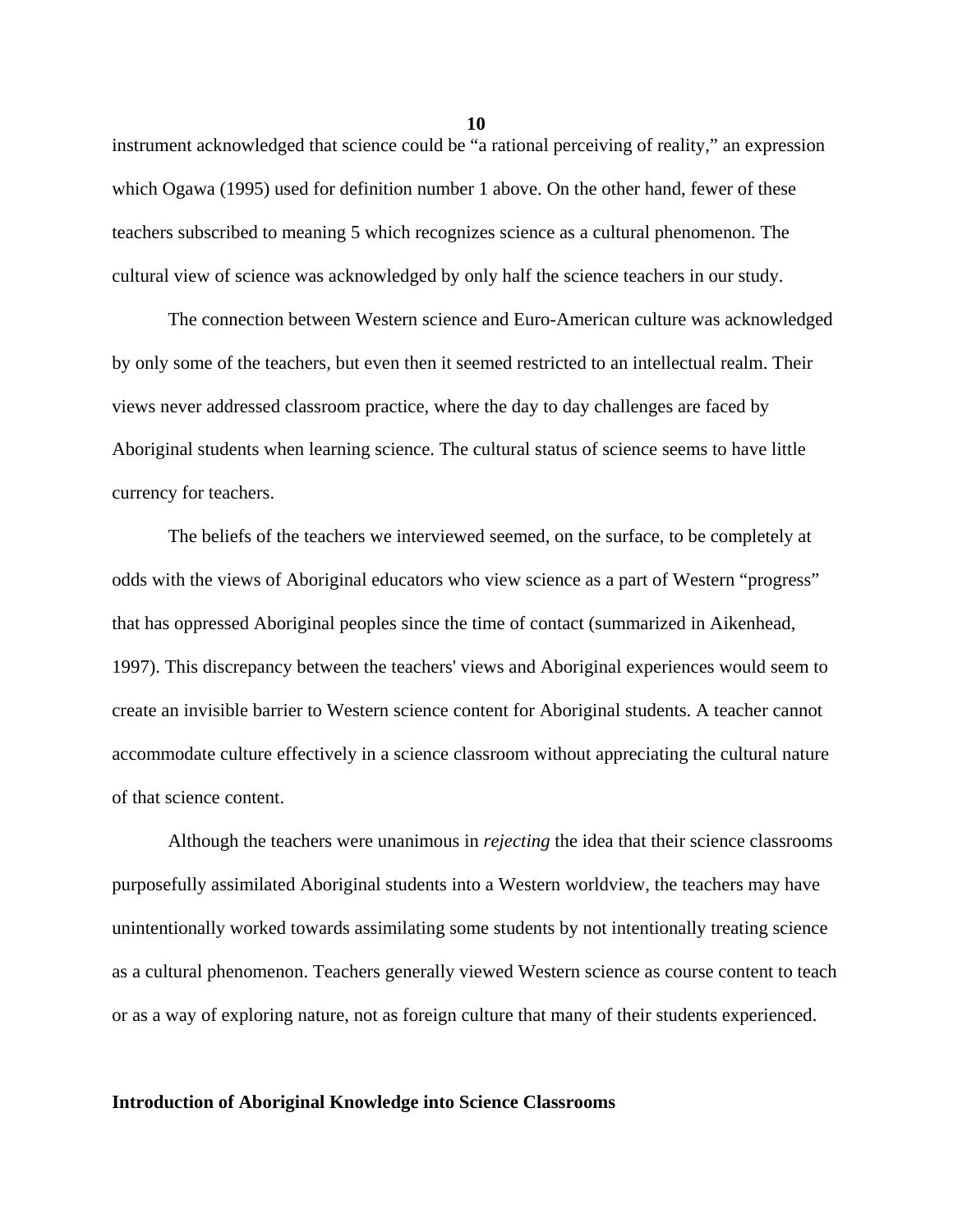instrument acknowledged that science could be “a rational perceiving of reality,” an expression which Ogawa (1995) used for definition number 1 above. On the other hand, fewer of these teachers subscribed to meaning 5 which recognizes science as a cultural phenomenon. The cultural view of science was acknowledged by only half the science teachers in our study.

The connection between Western science and Euro-American culture was acknowledged by only some of the teachers, but even then it seemed restricted to an intellectual realm. Their views never addressed classroom practice, where the day to day challenges are faced by Aboriginal students when learning science. The cultural status of science seems to have little currency for teachers.

The beliefs of the teachers we interviewed seemed, on the surface, to be completely at odds with the views of Aboriginal educators who view science as a part of Western “progress” that has oppressed Aboriginal peoples since the time of contact (summarized in Aikenhead, 1997). This discrepancy between the teachers' views and Aboriginal experiences would seem to create an invisible barrier to Western science content for Aboriginal students. A teacher cannot accommodate culture effectively in a science classroom without appreciating the cultural nature of that science content.

Although the teachers were unanimous in *rejecting* the idea that their science classrooms purposefully assimilated Aboriginal students into a Western worldview, the teachers may have unintentionally worked towards assimilating some students by not intentionally treating science as a cultural phenomenon. Teachers generally viewed Western science as course content to teach or as a way of exploring nature, not as foreign culture that many of their students experienced.

## Introduction of Aboriginal Knowledge into Science Classrooms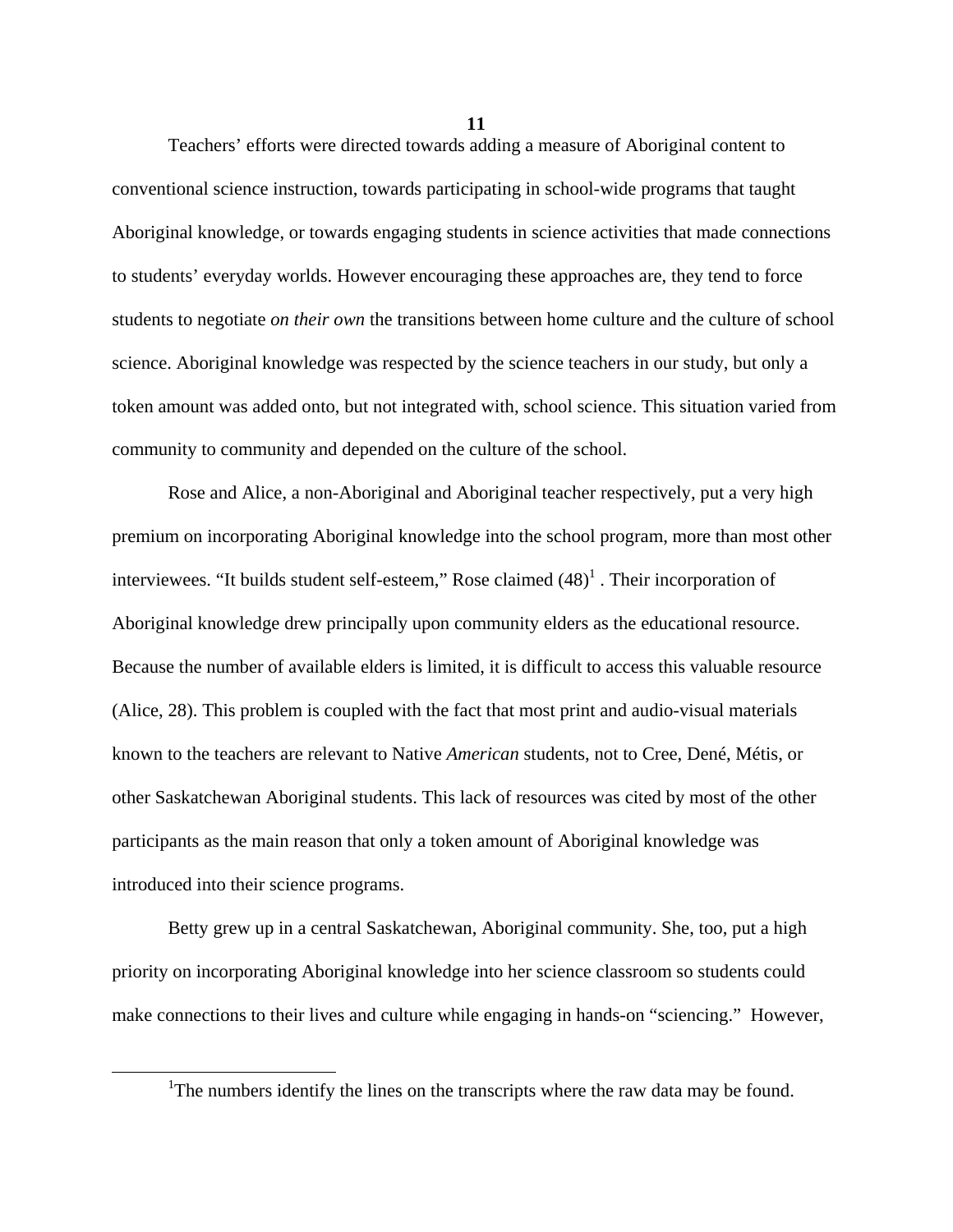Teachers' efforts were directed towards adding a measure of Aboriginal content to conventional science instruction, towards participating in school-wide programs that taught Aboriginal knowledge, or towards engaging students in science activities that made connections to students' everyday worlds. However encouraging these approaches are, they tend to force students to negotiate *on their own* the transitions between home culture and the culture of school science. Aboriginal knowledge was respected by the science teachers in our study, but only a token amount was added onto, but not integrated with, school science. This situation varied from community to community and depended on the culture of the school.

Rose and Alice, a non-Aboriginal and Aboriginal teacher respectively, put a very high premium on incorporating Aboriginal knowledge into the school program, more than most other interviewees. "It builds student self-esteem," Rose claimed (48)[1] . Their incorporation of Aboriginal knowledge drew principally upon community elders as the educational resource. Because the number of available elders is limited, it is difficult to access this valuable resource (Alice, 28). This problem is coupled with the fact that most print and audio-visual materials known to the teachers are relevant to Native *American* students, not to Cree, Dené, Métis, or other Saskatchewan Aboriginal students. This lack of resources was cited by most of the other participants as the main reason that only a token amount of Aboriginal knowledge was introduced into their science programs.

Betty grew up in a central Saskatchewan, Aboriginal community. She, too, put a high priority on incorporating Aboriginal knowledge into her science classroom so students could make connections to their lives and culture while engaging in hands-on "sciencing." However,

---

[1] The numbers identify the lines on the transcripts where the raw data may be found.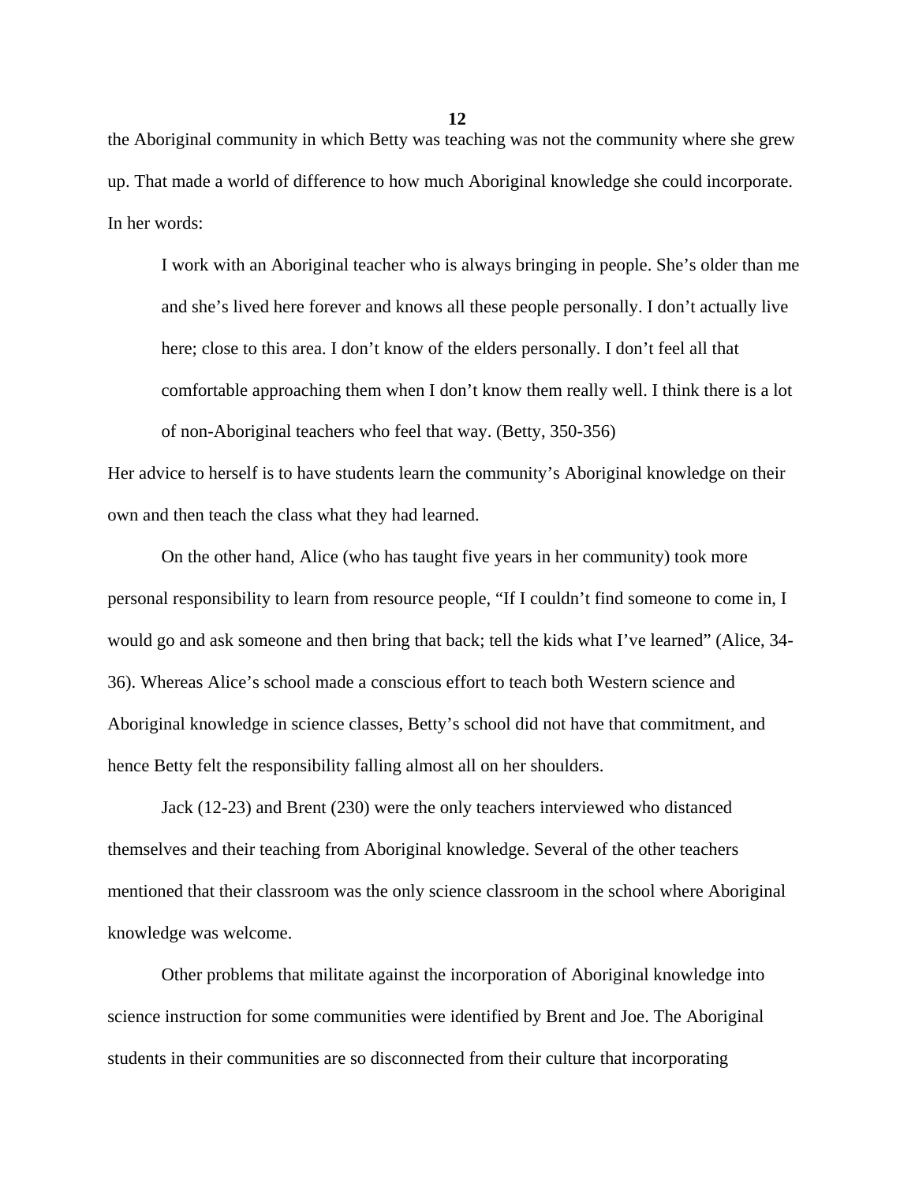the Aboriginal community in which Betty was teaching was not the community where she grew up. That made a world of difference to how much Aboriginal knowledge she could incorporate. In her words:

> I work with an Aboriginal teacher who is always bringing in people. She's older than me and she's lived here forever and knows all these people personally. I don't actually live here; close to this area. I don't know of the elders personally. I don't feel all that comfortable approaching them when I don't know them really well. I think there is a lot of non-Aboriginal teachers who feel that way. (Betty, 350-356)

Her advice to herself is to have students learn the community's Aboriginal knowledge on their own and then teach the class what they had learned.

On the other hand, Alice (who has taught five years in her community) took more personal responsibility to learn from resource people, "If I couldn't find someone to come in, I would go and ask someone and then bring that back; tell the kids what I've learned" (Alice, 34-36). Whereas Alice's school made a conscious effort to teach both Western science and Aboriginal knowledge in science classes, Betty's school did not have that commitment, and hence Betty felt the responsibility falling almost all on her shoulders.

Jack (12-23) and Brent (230) were the only teachers interviewed who distanced themselves and their teaching from Aboriginal knowledge. Several of the other teachers mentioned that their classroom was the only science classroom in the school where Aboriginal knowledge was welcome.

Other problems that militate against the incorporation of Aboriginal knowledge into science instruction for some communities were identified by Brent and Joe. The Aboriginal students in their communities are so disconnected from their culture that incorporating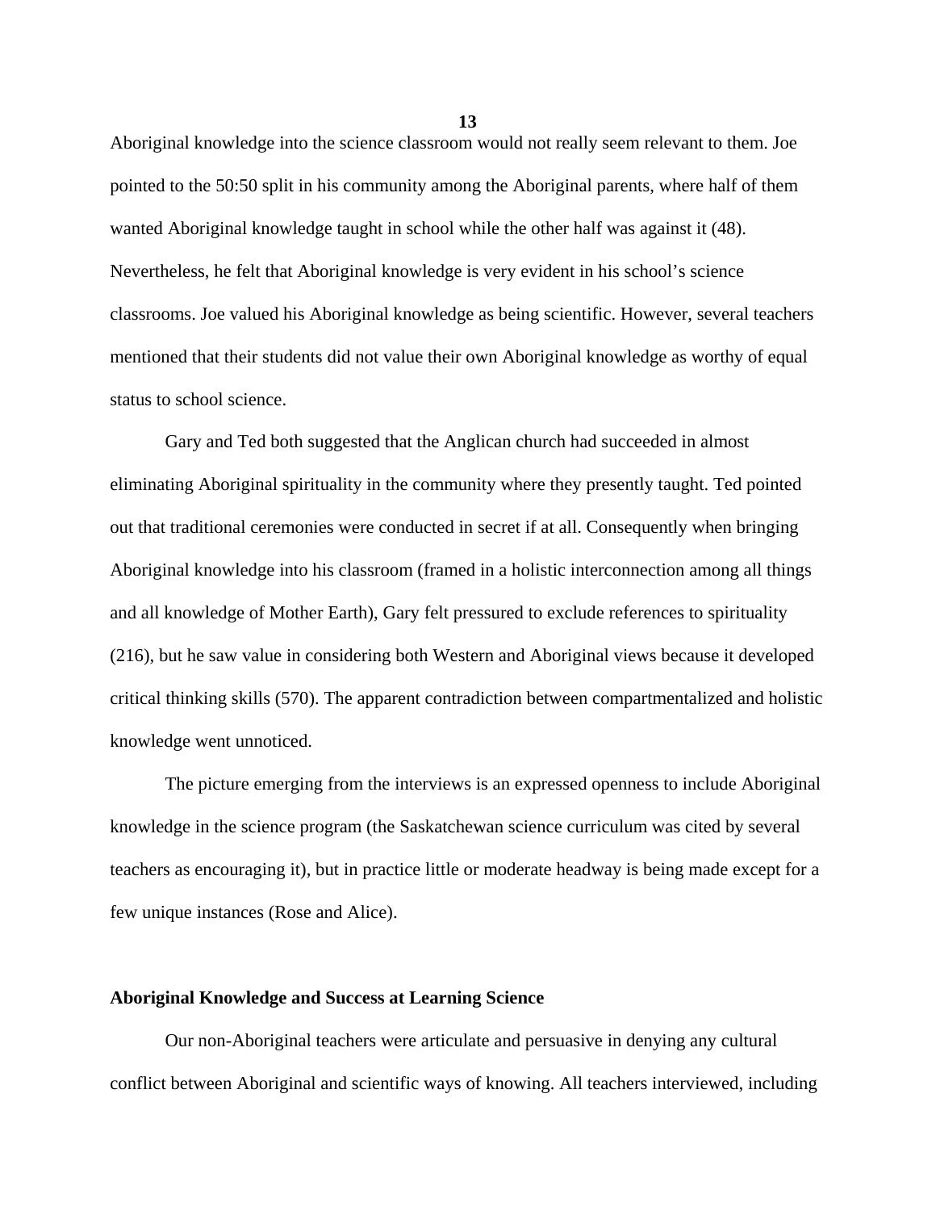Aboriginal knowledge into the science classroom would not really seem relevant to them. Joe pointed to the 50:50 split in his community among the Aboriginal parents, where half of them wanted Aboriginal knowledge taught in school while the other half was against it (48). Nevertheless, he felt that Aboriginal knowledge is very evident in his school's science classrooms. Joe valued his Aboriginal knowledge as being scientific. However, several teachers mentioned that their students did not value their own Aboriginal knowledge as worthy of equal status to school science.

Gary and Ted both suggested that the Anglican church had succeeded in almost eliminating Aboriginal spirituality in the community where they presently taught. Ted pointed out that traditional ceremonies were conducted in secret if at all. Consequently when bringing Aboriginal knowledge into his classroom (framed in a holistic interconnection among all things and all knowledge of Mother Earth), Gary felt pressured to exclude references to spirituality (216), but he saw value in considering both Western and Aboriginal views because it developed critical thinking skills (570). The apparent contradiction between compartmentalized and holistic knowledge went unnoticed.

The picture emerging from the interviews is an expressed openness to include Aboriginal knowledge in the science program (the Saskatchewan science curriculum was cited by several teachers as encouraging it), but in practice little or moderate headway is being made except for a few unique instances (Rose and Alice).

### Aboriginal Knowledge and Success at Learning Science

Our non-Aboriginal teachers were articulate and persuasive in denying any cultural conflict between Aboriginal and scientific ways of knowing. All teachers interviewed, including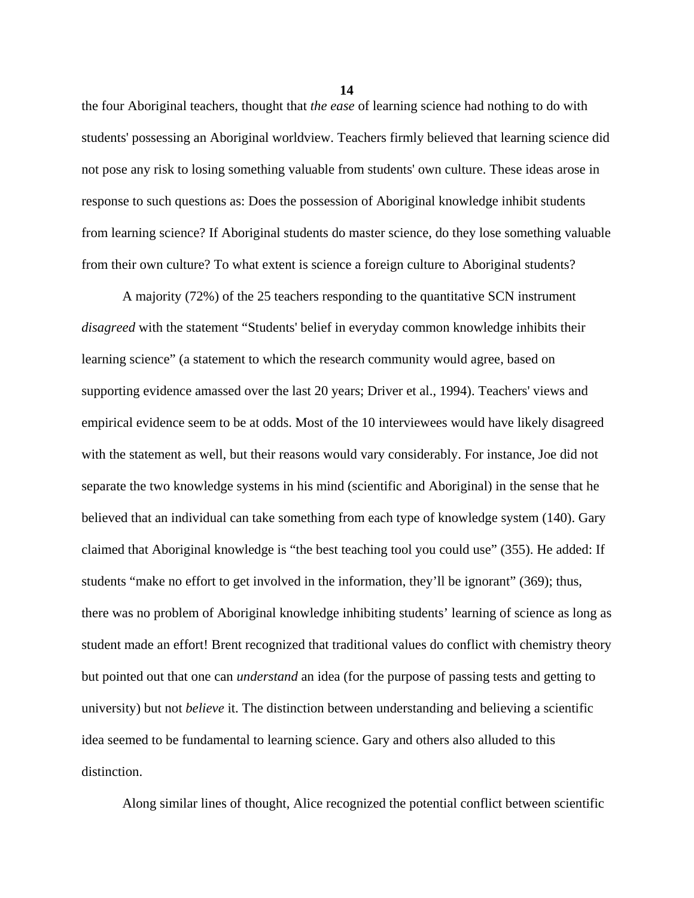the four Aboriginal teachers, thought that *the ease* of learning science had nothing to do with students' possessing an Aboriginal worldview. Teachers firmly believed that learning science did not pose any risk to losing something valuable from students' own culture. These ideas arose in response to such questions as: Does the possession of Aboriginal knowledge inhibit students from learning science? If Aboriginal students do master science, do they lose something valuable from their own culture? To what extent is science a foreign culture to Aboriginal students?

A majority (72%) of the 25 teachers responding to the quantitative SCN instrument *disagreed* with the statement "Students' belief in everyday common knowledge inhibits their learning science" (a statement to which the research community would agree, based on supporting evidence amassed over the last 20 years; Driver et al., 1994). Teachers' views and empirical evidence seem to be at odds. Most of the 10 interviewees would have likely disagreed with the statement as well, but their reasons would vary considerably. For instance, Joe did not separate the two knowledge systems in his mind (scientific and Aboriginal) in the sense that he believed that an individual can take something from each type of knowledge system (140). Gary claimed that Aboriginal knowledge is "the best teaching tool you could use" (355). He added: If students "make no effort to get involved in the information, they'll be ignorant" (369); thus, there was no problem of Aboriginal knowledge inhibiting students' learning of science as long as student made an effort! Brent recognized that traditional values do conflict with chemistry theory but pointed out that one can *understand* an idea (for the purpose of passing tests and getting to university) but not *believe* it. The distinction between understanding and believing a scientific idea seemed to be fundamental to learning science. Gary and others also alluded to this distinction.

Along similar lines of thought, Alice recognized the potential conflict between scientific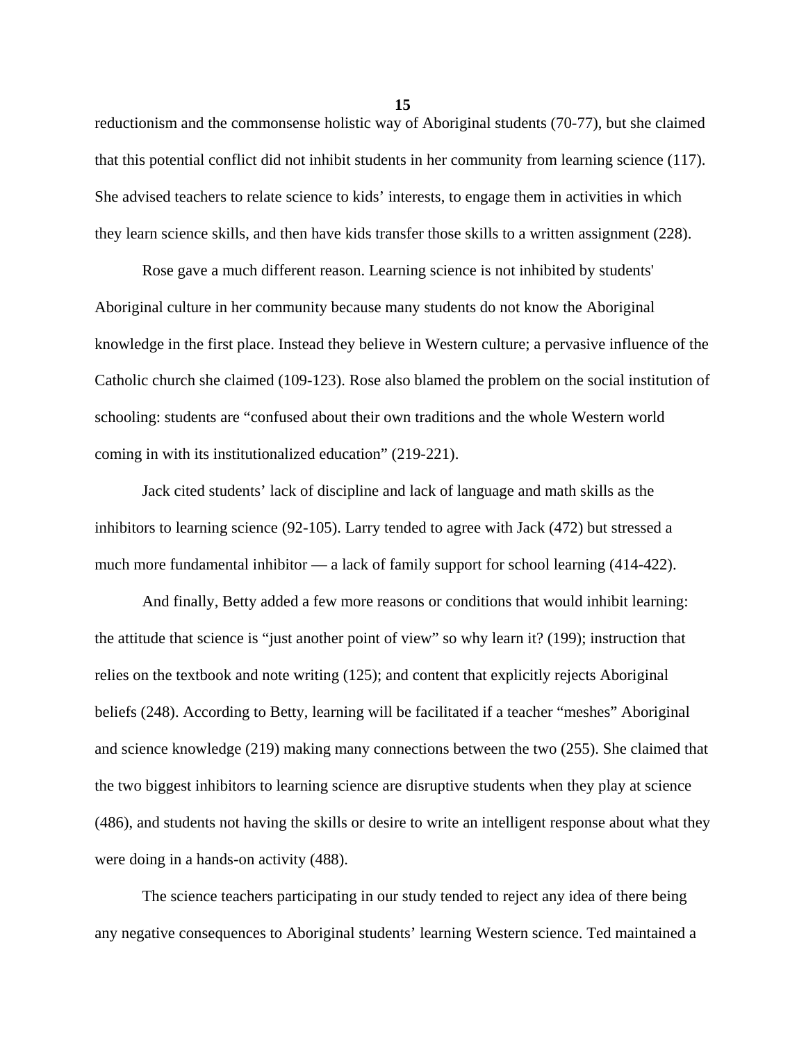reductionism and the commonsense holistic way of Aboriginal students (70-77), but she claimed that this potential conflict did not inhibit students in her community from learning science (117). She advised teachers to relate science to kids' interests, to engage them in activities in which they learn science skills, and then have kids transfer those skills to a written assignment (228).

Rose gave a much different reason. Learning science is not inhibited by students' Aboriginal culture in her community because many students do not know the Aboriginal knowledge in the first place. Instead they believe in Western culture; a pervasive influence of the Catholic church she claimed (109-123). Rose also blamed the problem on the social institution of schooling: students are "confused about their own traditions and the whole Western world coming in with its institutionalized education" (219-221).

Jack cited students' lack of discipline and lack of language and math skills as the inhibitors to learning science (92-105). Larry tended to agree with Jack (472) but stressed a much more fundamental inhibitor — a lack of family support for school learning (414-422).

And finally, Betty added a few more reasons or conditions that would inhibit learning: the attitude that science is "just another point of view" so why learn it? (199); instruction that relies on the textbook and note writing (125); and content that explicitly rejects Aboriginal beliefs (248). According to Betty, learning will be facilitated if a teacher "meshes" Aboriginal and science knowledge (219) making many connections between the two (255). She claimed that the two biggest inhibitors to learning science are disruptive students when they play at science (486), and students not having the skills or desire to write an intelligent response about what they were doing in a hands-on activity (488).

The science teachers participating in our study tended to reject any idea of there being any negative consequences to Aboriginal students' learning Western science. Ted maintained a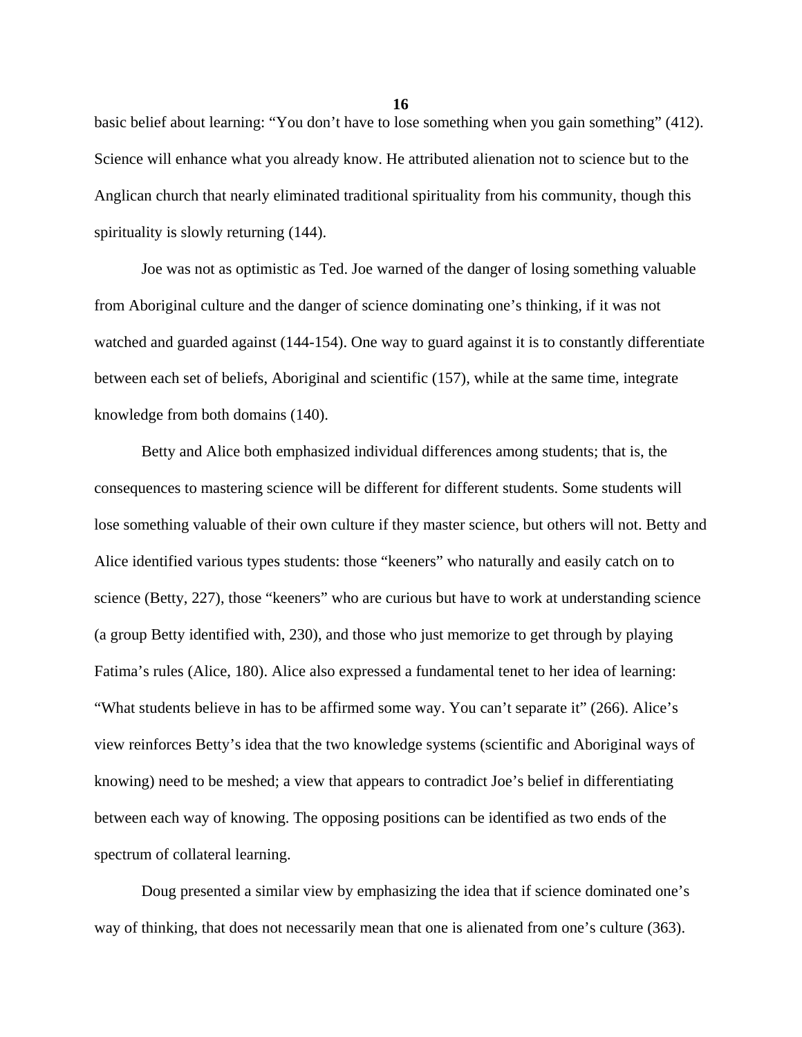basic belief about learning: "You don't have to lose something when you gain something" (412). Science will enhance what you already know. He attributed alienation not to science but to the Anglican church that nearly eliminated traditional spirituality from his community, though this spirituality is slowly returning (144).

Joe was not as optimistic as Ted. Joe warned of the danger of losing something valuable from Aboriginal culture and the danger of science dominating one's thinking, if it was not watched and guarded against (144-154). One way to guard against it is to constantly differentiate between each set of beliefs, Aboriginal and scientific (157), while at the same time, integrate knowledge from both domains (140).

Betty and Alice both emphasized individual differences among students; that is, the consequences to mastering science will be different for different students. Some students will lose something valuable of their own culture if they master science, but others will not. Betty and Alice identified various types students: those "keeners" who naturally and easily catch on to science (Betty, 227), those "keeners" who are curious but have to work at understanding science (a group Betty identified with, 230), and those who just memorize to get through by playing Fatima's rules (Alice, 180). Alice also expressed a fundamental tenet to her idea of learning: "What students believe in has to be affirmed some way. You can't separate it" (266). Alice's view reinforces Betty's idea that the two knowledge systems (scientific and Aboriginal ways of knowing) need to be meshed; a view that appears to contradict Joe's belief in differentiating between each way of knowing. The opposing positions can be identified as two ends of the spectrum of collateral learning.

Doug presented a similar view by emphasizing the idea that if science dominated one's way of thinking, that does not necessarily mean that one is alienated from one's culture (363).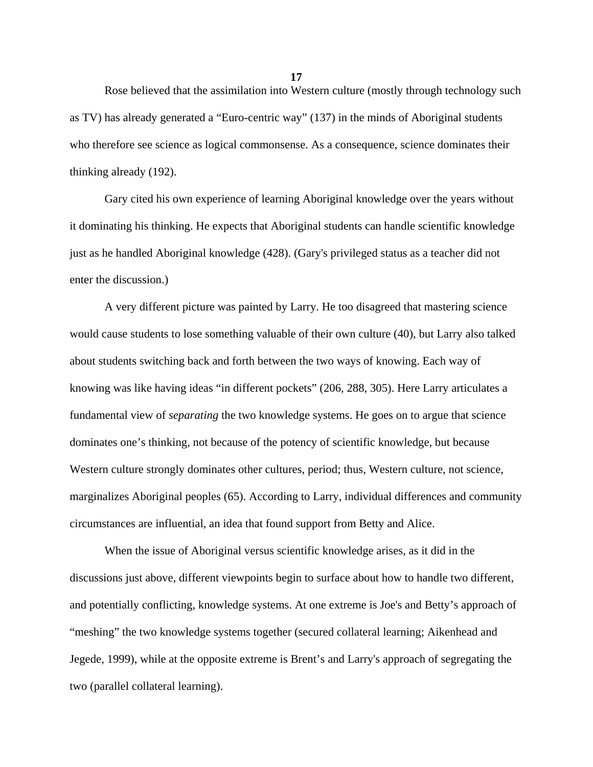Rose believed that the assimilation into Western culture (mostly through technology such as TV) has already generated a "Euro-centric way" (137) in the minds of Aboriginal students who therefore see science as logical commonsense. As a consequence, science dominates their thinking already (192).

Gary cited his own experience of learning Aboriginal knowledge over the years without it dominating his thinking. He expects that Aboriginal students can handle scientific knowledge just as he handled Aboriginal knowledge (428). (Gary's privileged status as a teacher did not enter the discussion.)

A very different picture was painted by Larry. He too disagreed that mastering science would cause students to lose something valuable of their own culture (40), but Larry also talked about students switching back and forth between the two ways of knowing. Each way of knowing was like having ideas "in different pockets" (206, 288, 305). Here Larry articulates a fundamental view of *separating* the two knowledge systems. He goes on to argue that science dominates one's thinking, not because of the potency of scientific knowledge, but because Western culture strongly dominates other cultures, period; thus, Western culture, not science, marginalizes Aboriginal peoples (65). According to Larry, individual differences and community circumstances are influential, an idea that found support from Betty and Alice.

When the issue of Aboriginal versus scientific knowledge arises, as it did in the discussions just above, different viewpoints begin to surface about how to handle two different, and potentially conflicting, knowledge systems. At one extreme is Joe's and Betty's approach of "meshing" the two knowledge systems together (secured collateral learning; Aikenhead and Jegede, 1999), while at the opposite extreme is Brent's and Larry's approach of segregating the two (parallel collateral learning).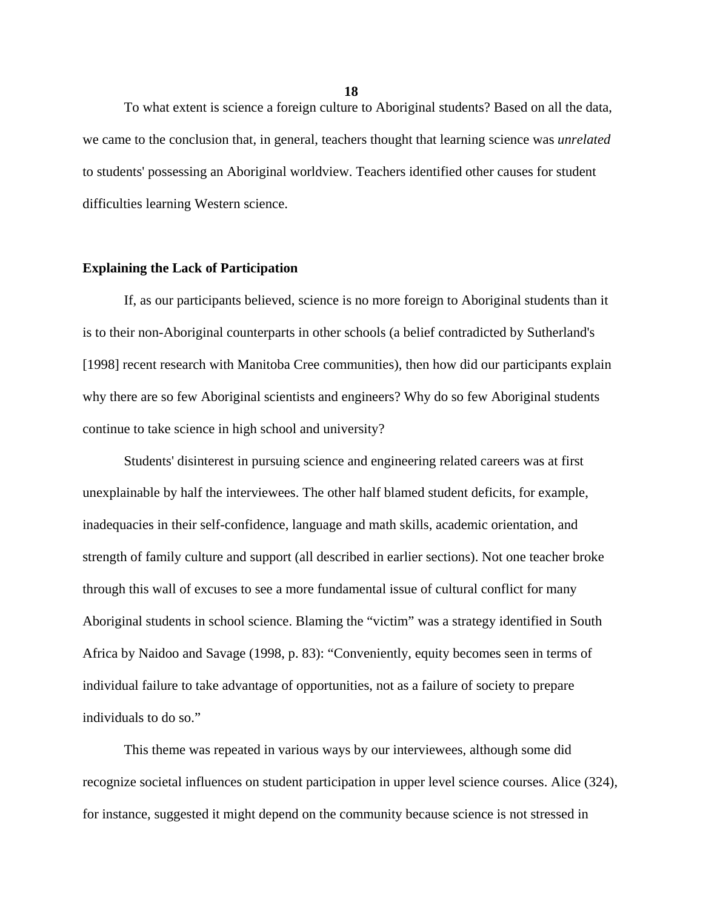To what extent is science a foreign culture to Aboriginal students? Based on all the data, we came to the conclusion that, in general, teachers thought that learning science was *unrelated* to students' possessing an Aboriginal worldview. Teachers identified other causes for student difficulties learning Western science.

**Explaining the Lack of Participation**

If, as our participants believed, science is no more foreign to Aboriginal students than it is to their non-Aboriginal counterparts in other schools (a belief contradicted by Sutherland's [1998] recent research with Manitoba Cree communities), then how did our participants explain why there are so few Aboriginal scientists and engineers? Why do so few Aboriginal students continue to take science in high school and university?

Students' disinterest in pursuing science and engineering related careers was at first unexplainable by half the interviewees. The other half blamed student deficits, for example, inadequacies in their self-confidence, language and math skills, academic orientation, and strength of family culture and support (all described in earlier sections). Not one teacher broke through this wall of excuses to see a more fundamental issue of cultural conflict for many Aboriginal students in school science. Blaming the "victim" was a strategy identified in South Africa by Naidoo and Savage (1998, p. 83): "Conveniently, equity becomes seen in terms of individual failure to take advantage of opportunities, not as a failure of society to prepare individuals to do so."

This theme was repeated in various ways by our interviewees, although some did recognize societal influences on student participation in upper level science courses. Alice (324), for instance, suggested it might depend on the community because science is not stressed in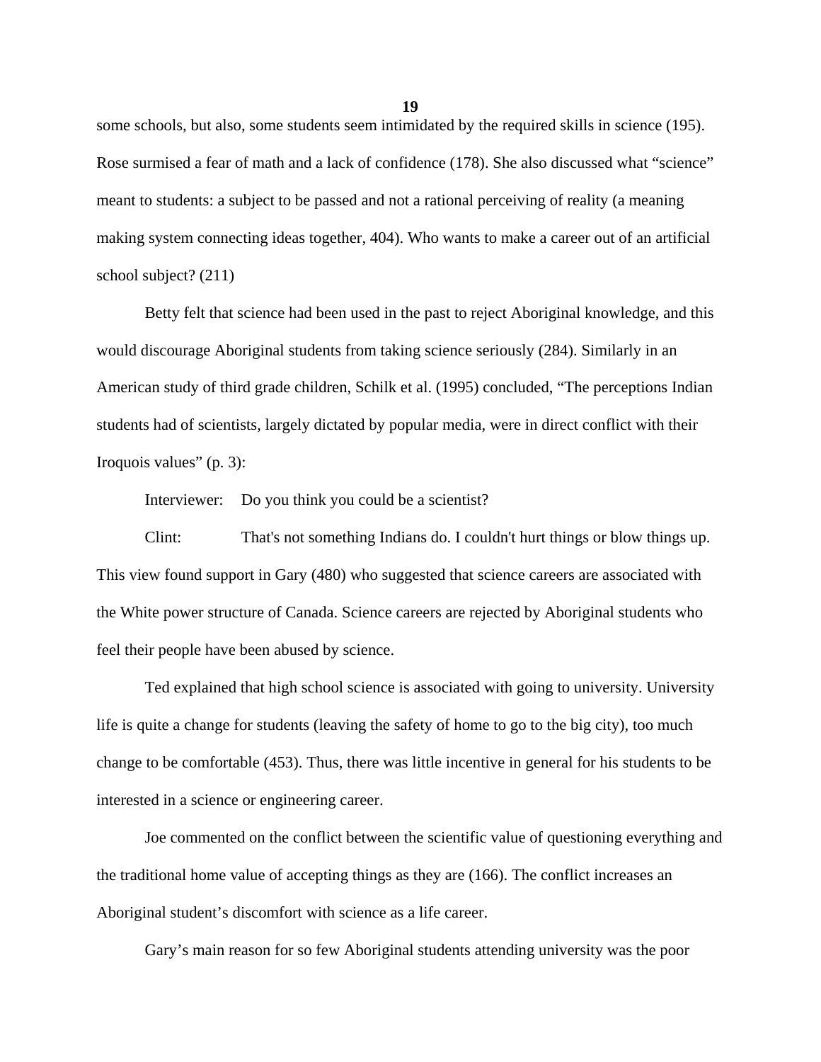some schools, but also, some students seem intimidated by the required skills in science (195). Rose surmised a fear of math and a lack of confidence (178). She also discussed what "science" meant to students: a subject to be passed and not a rational perceiving of reality (a meaning making system connecting ideas together, 404). Who wants to make a career out of an artificial school subject? (211)

Betty felt that science had been used in the past to reject Aboriginal knowledge, and this would discourage Aboriginal students from taking science seriously (284). Similarly in an American study of third grade children, Schilk et al. (1995) concluded, "The perceptions Indian students had of scientists, largely dictated by popular media, were in direct conflict with their Iroquois values" (p. 3):

Interviewer: Do you think you could be a scientist?

Clint: That's not something Indians do. I couldn't hurt things or blow things up.

This view found support in Gary (480) who suggested that science careers are associated with the White power structure of Canada. Science careers are rejected by Aboriginal students who feel their people have been abused by science.

Ted explained that high school science is associated with going to university. University life is quite a change for students (leaving the safety of home to go to the big city), too much change to be comfortable (453). Thus, there was little incentive in general for his students to be interested in a science or engineering career.

Joe commented on the conflict between the scientific value of questioning everything and the traditional home value of accepting things as they are (166). The conflict increases an Aboriginal student's discomfort with science as a life career.

Gary's main reason for so few Aboriginal students attending university was the poor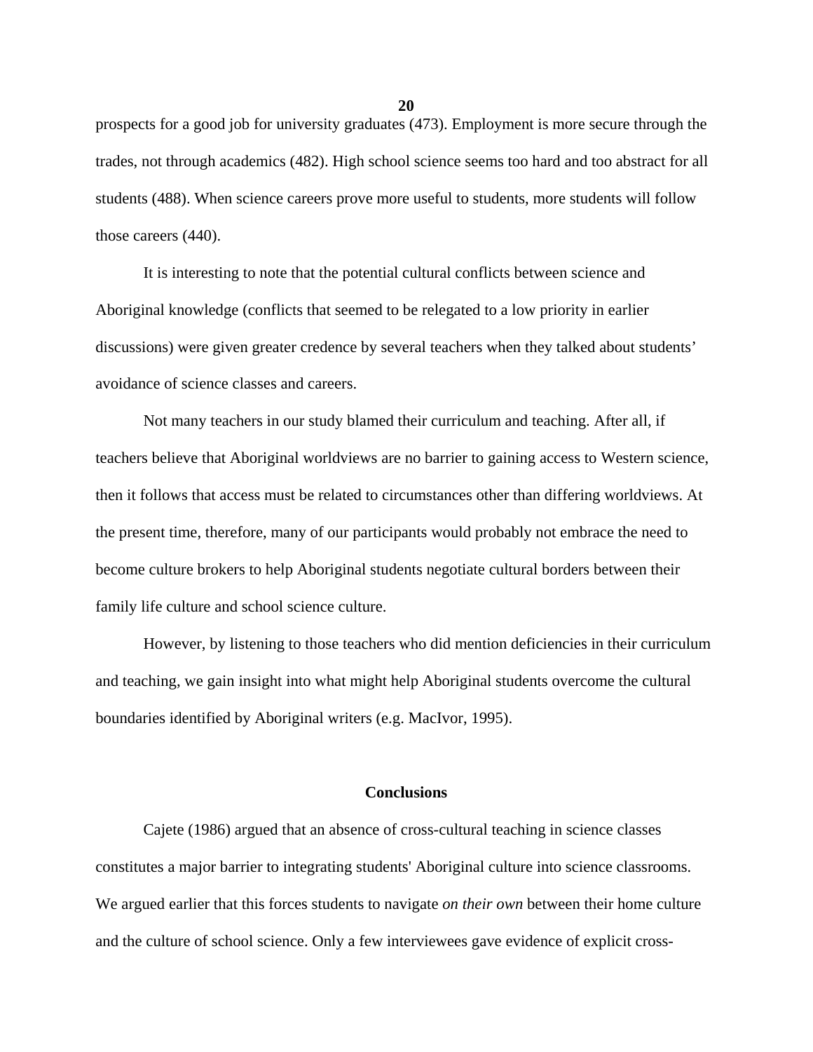prospects for a good job for university graduates (473). Employment is more secure through the trades, not through academics (482). High school science seems too hard and too abstract for all students (488). When science careers prove more useful to students, more students will follow those careers (440).

It is interesting to note that the potential cultural conflicts between science and Aboriginal knowledge (conflicts that seemed to be relegated to a low priority in earlier discussions) were given greater credence by several teachers when they talked about students' avoidance of science classes and careers.

Not many teachers in our study blamed their curriculum and teaching. After all, if teachers believe that Aboriginal worldviews are no barrier to gaining access to Western science, then it follows that access must be related to circumstances other than differing worldviews. At the present time, therefore, many of our participants would probably not embrace the need to become culture brokers to help Aboriginal students negotiate cultural borders between their family life culture and school science culture.

However, by listening to those teachers who did mention deficiencies in their curriculum and teaching, we gain insight into what might help Aboriginal students overcome the cultural boundaries identified by Aboriginal writers (e.g. MacIvor, 1995).

## Conclusions

Cajete (1986) argued that an absence of cross-cultural teaching in science classes constitutes a major barrier to integrating students' Aboriginal culture into science classrooms. We argued earlier that this forces students to navigate *on their own* between their home culture and the culture of school science. Only a few interviewees gave evidence of explicit cross-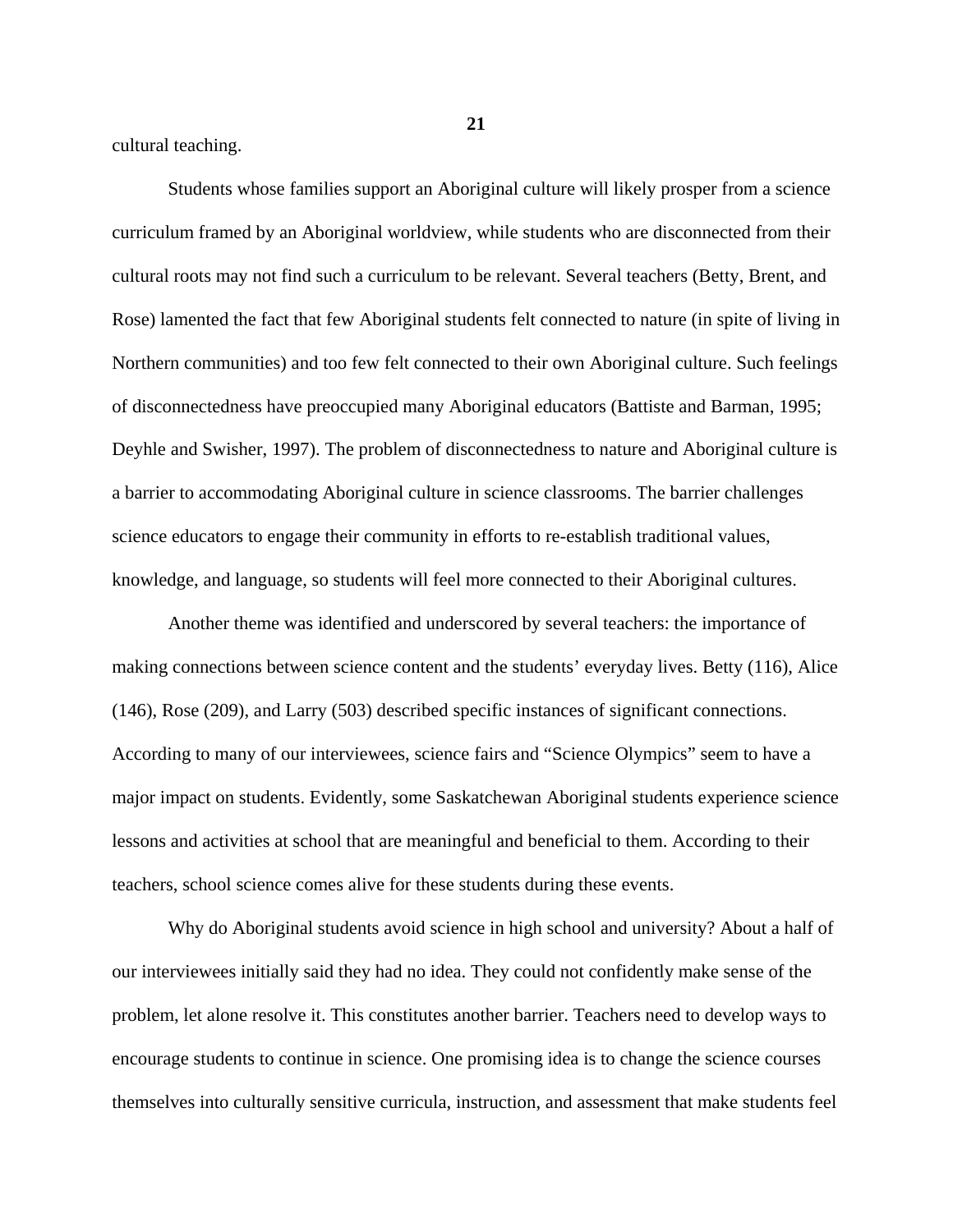cultural teaching.

Students whose families support an Aboriginal culture will likely prosper from a science curriculum framed by an Aboriginal worldview, while students who are disconnected from their cultural roots may not find such a curriculum to be relevant. Several teachers (Betty, Brent, and Rose) lamented the fact that few Aboriginal students felt connected to nature (in spite of living in Northern communities) and too few felt connected to their own Aboriginal culture. Such feelings of disconnectedness have preoccupied many Aboriginal educators (Battiste and Barman, 1995; Deyhle and Swisher, 1997). The problem of disconnectedness to nature and Aboriginal culture is a barrier to accommodating Aboriginal culture in science classrooms. The barrier challenges science educators to engage their community in efforts to re-establish traditional values, knowledge, and language, so students will feel more connected to their Aboriginal cultures.

Another theme was identified and underscored by several teachers: the importance of making connections between science content and the students' everyday lives. Betty (116), Alice (146), Rose (209), and Larry (503) described specific instances of significant connections. According to many of our interviewees, science fairs and "Science Olympics" seem to have a major impact on students. Evidently, some Saskatchewan Aboriginal students experience science lessons and activities at school that are meaningful and beneficial to them. According to their teachers, school science comes alive for these students during these events.

Why do Aboriginal students avoid science in high school and university? About a half of our interviewees initially said they had no idea. They could not confidently make sense of the problem, let alone resolve it. This constitutes another barrier. Teachers need to develop ways to encourage students to continue in science. One promising idea is to change the science courses themselves into culturally sensitive curricula, instruction, and assessment that make students feel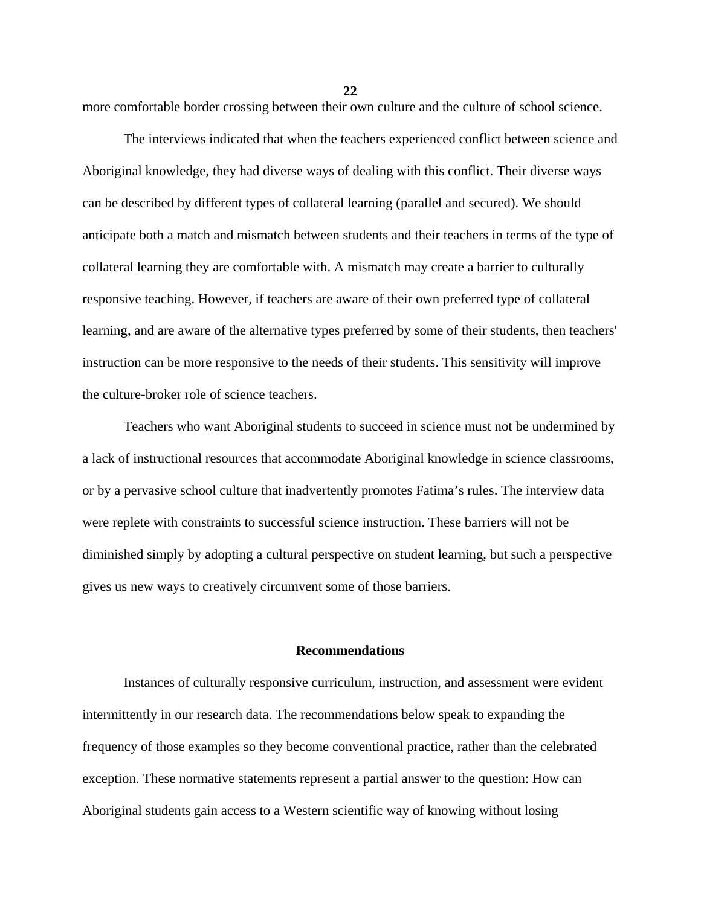more comfortable border crossing between their own culture and the culture of school science.

The interviews indicated that when the teachers experienced conflict between science and Aboriginal knowledge, they had diverse ways of dealing with this conflict. Their diverse ways can be described by different types of collateral learning (parallel and secured). We should anticipate both a match and mismatch between students and their teachers in terms of the type of collateral learning they are comfortable with. A mismatch may create a barrier to culturally responsive teaching. However, if teachers are aware of their own preferred type of collateral learning, and are aware of the alternative types preferred by some of their students, then teachers' instruction can be more responsive to the needs of their students. This sensitivity will improve the culture-broker role of science teachers.

Teachers who want Aboriginal students to succeed in science must not be undermined by a lack of instructional resources that accommodate Aboriginal knowledge in science classrooms, or by a pervasive school culture that inadvertently promotes Fatima's rules. The interview data were replete with constraints to successful science instruction. These barriers will not be diminished simply by adopting a cultural perspective on student learning, but such a perspective gives us new ways to creatively circumvent some of those barriers.

## Recommendations

Instances of culturally responsive curriculum, instruction, and assessment were evident intermittently in our research data. The recommendations below speak to expanding the frequency of those examples so they become conventional practice, rather than the celebrated exception. These normative statements represent a partial answer to the question: How can Aboriginal students gain access to a Western scientific way of knowing without losing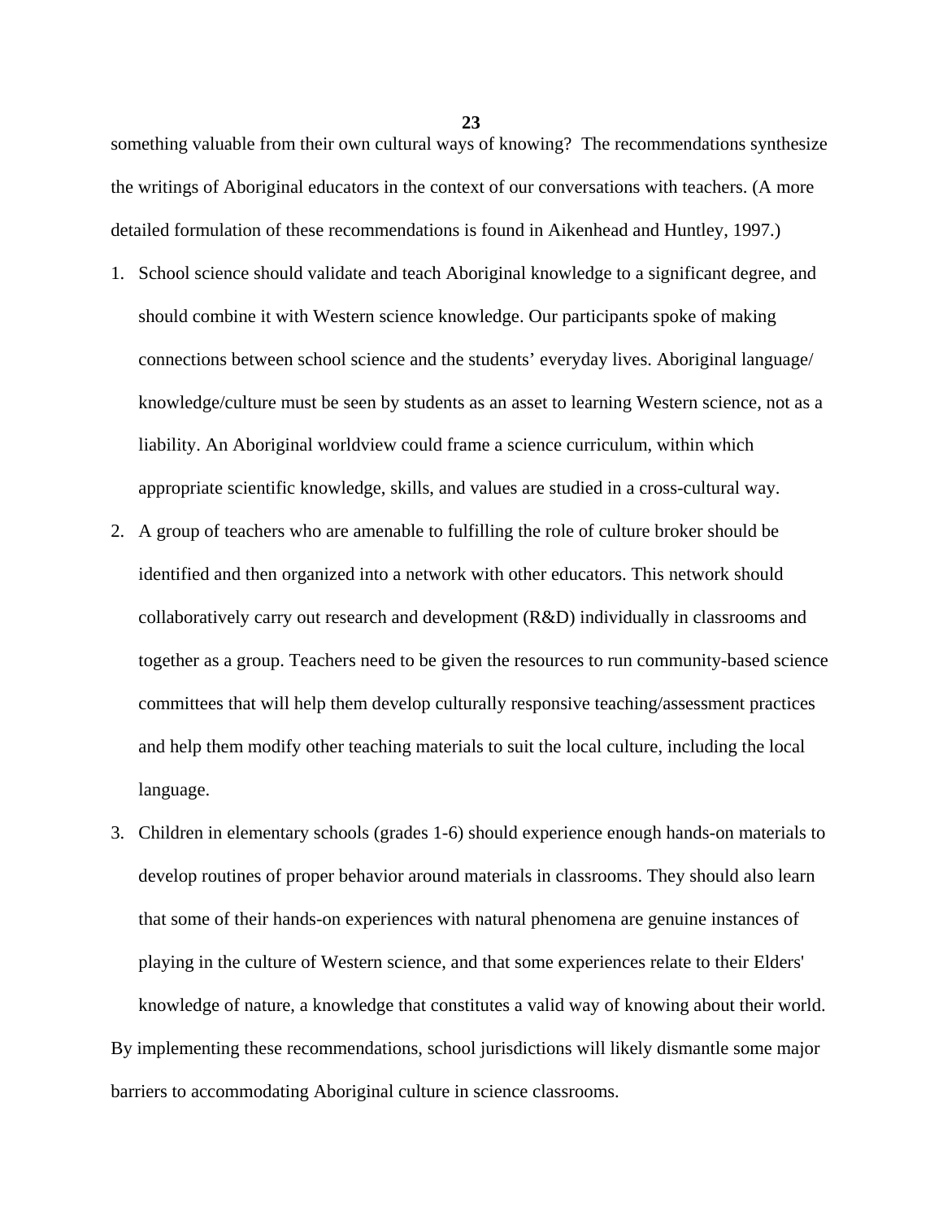something valuable from their own cultural ways of knowing? The recommendations synthesize the writings of Aboriginal educators in the context of our conversations with teachers. (A more detailed formulation of these recommendations is found in Aikenhead and Huntley, 1997.)

1. School science should validate and teach Aboriginal knowledge to a significant degree, and should combine it with Western science knowledge. Our participants spoke of making connections between school science and the students' everyday lives. Aboriginal language/ knowledge/culture must be seen by students as an asset to learning Western science, not as a liability. An Aboriginal worldview could frame a science curriculum, within which appropriate scientific knowledge, skills, and values are studied in a cross-cultural way.
2. A group of teachers who are amenable to fulfilling the role of culture broker should be identified and then organized into a network with other educators. This network should collaboratively carry out research and development (R&D) individually in classrooms and together as a group. Teachers need to be given the resources to run community-based science committees that will help them develop culturally responsive teaching/assessment practices and help them modify other teaching materials to suit the local culture, including the local language.
3. Children in elementary schools (grades 1-6) should experience enough hands-on materials to develop routines of proper behavior around materials in classrooms. They should also learn that some of their hands-on experiences with natural phenomena are genuine instances of playing in the culture of Western science, and that some experiences relate to their Elders' knowledge of nature, a knowledge that constitutes a valid way of knowing about their world.

By implementing these recommendations, school jurisdictions will likely dismantle some major barriers to accommodating Aboriginal culture in science classrooms.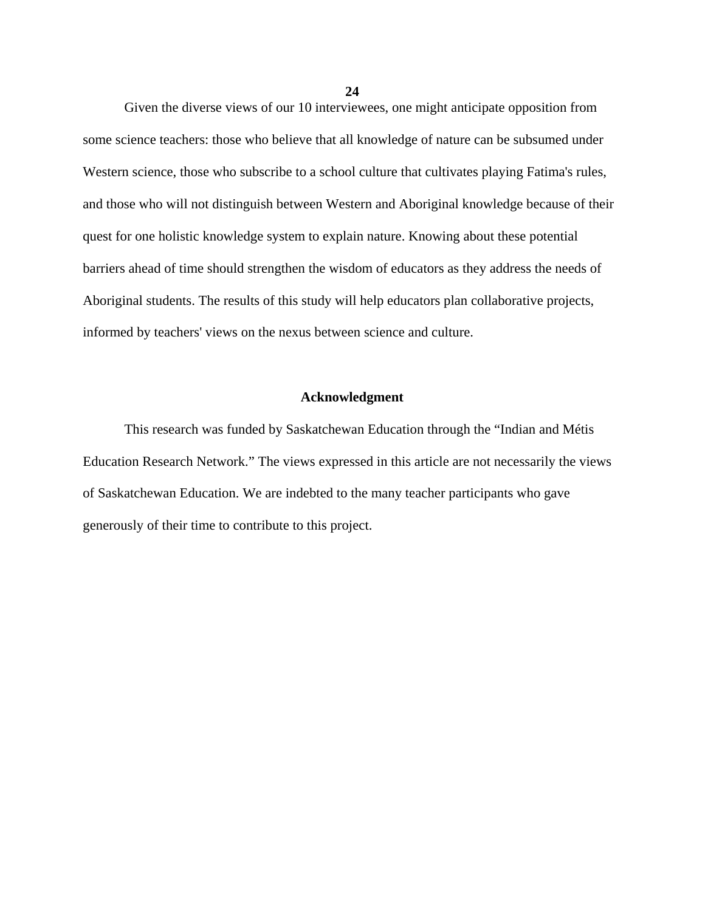Given the diverse views of our 10 interviewees, one might anticipate opposition from some science teachers: those who believe that all knowledge of nature can be subsumed under Western science, those who subscribe to a school culture that cultivates playing Fatima's rules, and those who will not distinguish between Western and Aboriginal knowledge because of their quest for one holistic knowledge system to explain nature. Knowing about these potential barriers ahead of time should strengthen the wisdom of educators as they address the needs of Aboriginal students. The results of this study will help educators plan collaborative projects, informed by teachers' views on the nexus between science and culture.

## Acknowledgment

This research was funded by Saskatchewan Education through the "Indian and Métis Education Research Network." The views expressed in this article are not necessarily the views of Saskatchewan Education. We are indebted to the many teacher participants who gave generously of their time to contribute to this project.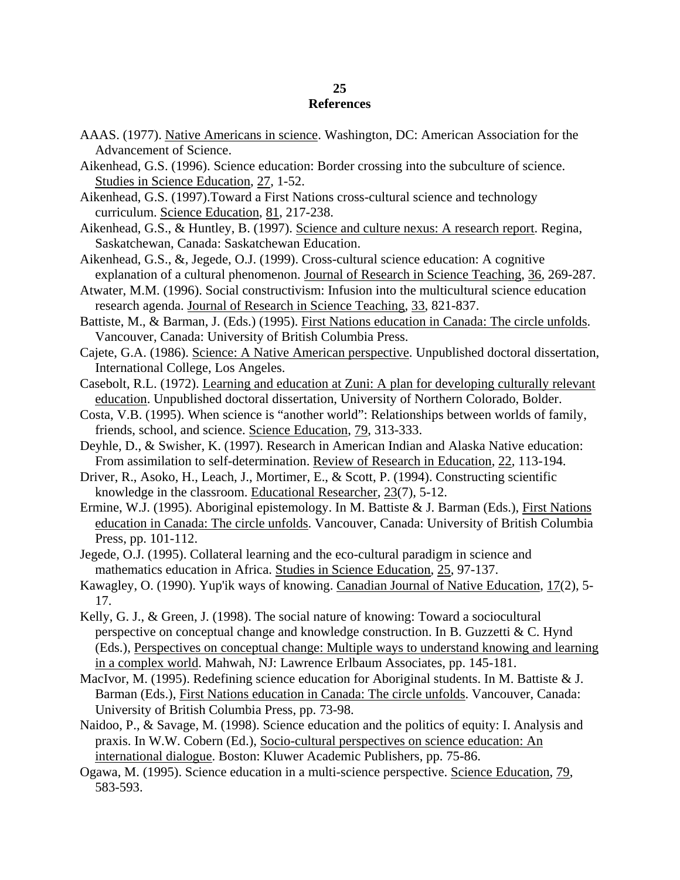# References

AAAS. (1977). Native Americans in science. Washington, DC: American Association for the Advancement of Science.

Aikenhead, G.S. (1996). Science education: Border crossing into the subculture of science. Studies in Science Education, 27, 1-52.

Aikenhead, G.S. (1997).Toward a First Nations cross-cultural science and technology curriculum. Science Education, 81, 217-238.

Aikenhead, G.S., & Huntley, B. (1997). Science and culture nexus: A research report. Regina, Saskatchewan, Canada: Saskatchewan Education.

Aikenhead, G.S., &, Jegede, O.J. (1999). Cross-cultural science education: A cognitive explanation of a cultural phenomenon. Journal of Research in Science Teaching, 36, 269-287.

Atwater, M.M. (1996). Social constructivism: Infusion into the multicultural science education research agenda. Journal of Research in Science Teaching, 33, 821-837.

Battiste, M., & Barman, J. (Eds.) (1995). First Nations education in Canada: The circle unfolds. Vancouver, Canada: University of British Columbia Press.

Cajete, G.A. (1986). Science: A Native American perspective. Unpublished doctoral dissertation, International College, Los Angeles.

Casebolt, R.L. (1972). Learning and education at Zuni: A plan for developing culturally relevant education. Unpublished doctoral dissertation, University of Northern Colorado, Bolder.

Costa, V.B. (1995). When science is "another world": Relationships between worlds of family, friends, school, and science. Science Education, 79, 313-333.

Deyhle, D., & Swisher, K. (1997). Research in American Indian and Alaska Native education: From assimilation to self-determination. Review of Research in Education, 22, 113-194.

Driver, R., Asoko, H., Leach, J., Mortimer, E., & Scott, P. (1994). Constructing scientific knowledge in the classroom. Educational Researcher, 23(7), 5-12.

Ermine, W.J. (1995). Aboriginal epistemology. In M. Battiste & J. Barman (Eds.), First Nations education in Canada: The circle unfolds. Vancouver, Canada: University of British Columbia Press, pp. 101-112.

Jegede, O.J. (1995). Collateral learning and the eco-cultural paradigm in science and mathematics education in Africa. Studies in Science Education, 25, 97-137.

Kawagley, O. (1990). Yup'ik ways of knowing. Canadian Journal of Native Education, 17(2), 5-17.

Kelly, G. J., & Green, J. (1998). The social nature of knowing: Toward a sociocultural perspective on conceptual change and knowledge construction. In B. Guzzetti & C. Hynd (Eds.), Perspectives on conceptual change: Multiple ways to understand knowing and learning in a complex world. Mahwah, NJ: Lawrence Erlbaum Associates, pp. 145-181.

MacIvor, M. (1995). Redefining science education for Aboriginal students. In M. Battiste & J. Barman (Eds.), First Nations education in Canada: The circle unfolds. Vancouver, Canada: University of British Columbia Press, pp. 73-98.

Naidoo, P., & Savage, M. (1998). Science education and the politics of equity: I. Analysis and praxis. In W.W. Cobern (Ed.), Socio-cultural perspectives on science education: An international dialogue. Boston: Kluwer Academic Publishers, pp. 75-86.

Ogawa, M. (1995). Science education in a multi-science perspective. Science Education, 79, 583-593.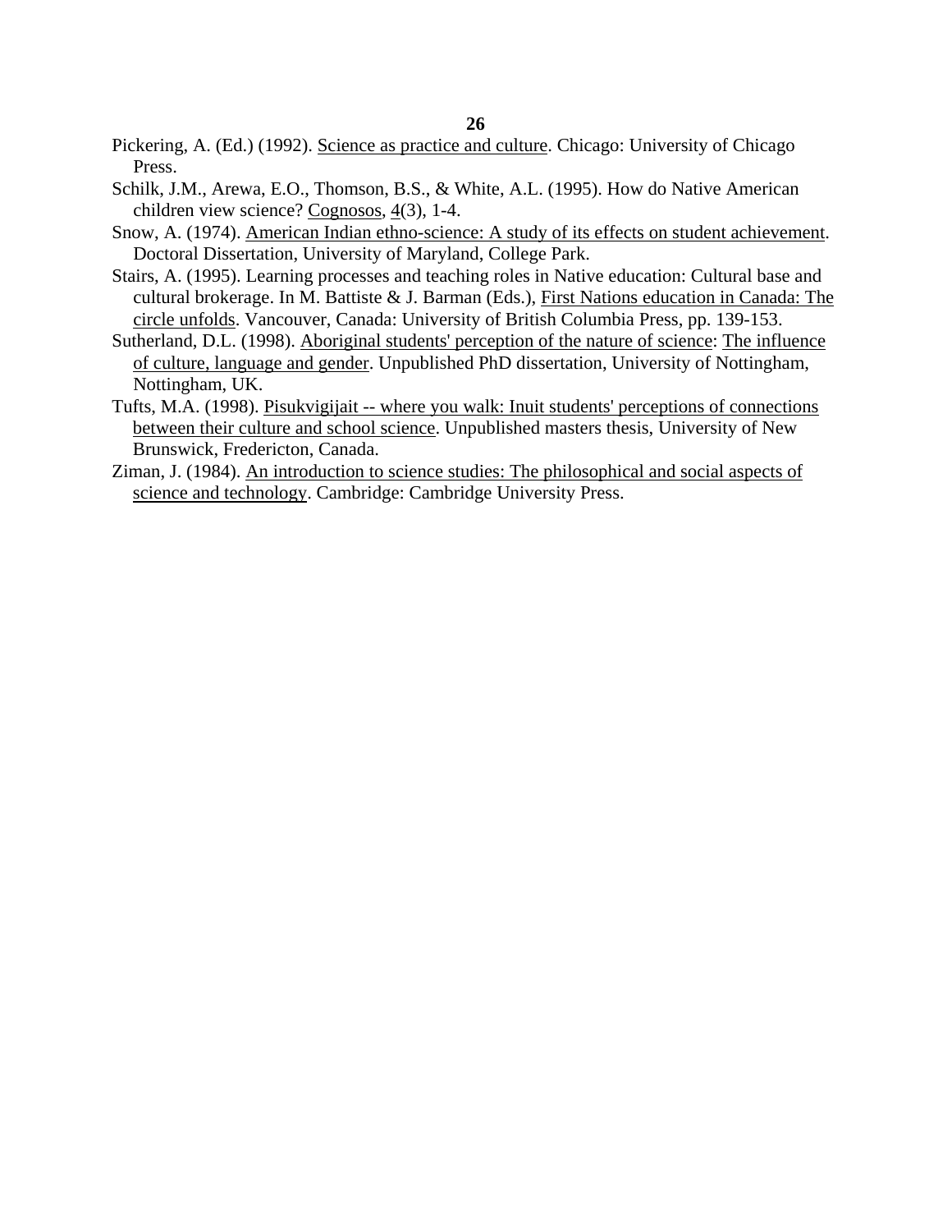Pickering, A. (Ed.) (1992). Science as practice and culture. Chicago: University of Chicago Press.

Schilk, J.M., Arewa, E.O., Thomson, B.S., & White, A.L. (1995). How do Native American children view science? Cognosos, 4(3), 1-4.

Snow, A. (1974). American Indian ethno-science: A study of its effects on student achievement. Doctoral Dissertation, University of Maryland, College Park.

Stairs, A. (1995). Learning processes and teaching roles in Native education: Cultural base and cultural brokerage. In M. Battiste & J. Barman (Eds.), First Nations education in Canada: The circle unfolds. Vancouver, Canada: University of British Columbia Press, pp. 139-153.

Sutherland, D.L. (1998). Aboriginal students' perception of the nature of science: The influence of culture, language and gender. Unpublished PhD dissertation, University of Nottingham, Nottingham, UK.

Tufts, M.A. (1998). Pisukvigijait -- where you walk: Inuit students' perceptions of connections between their culture and school science. Unpublished masters thesis, University of New Brunswick, Fredericton, Canada.

Ziman, J. (1984). An introduction to science studies: The philosophical and social aspects of science and technology. Cambridge: Cambridge University Press.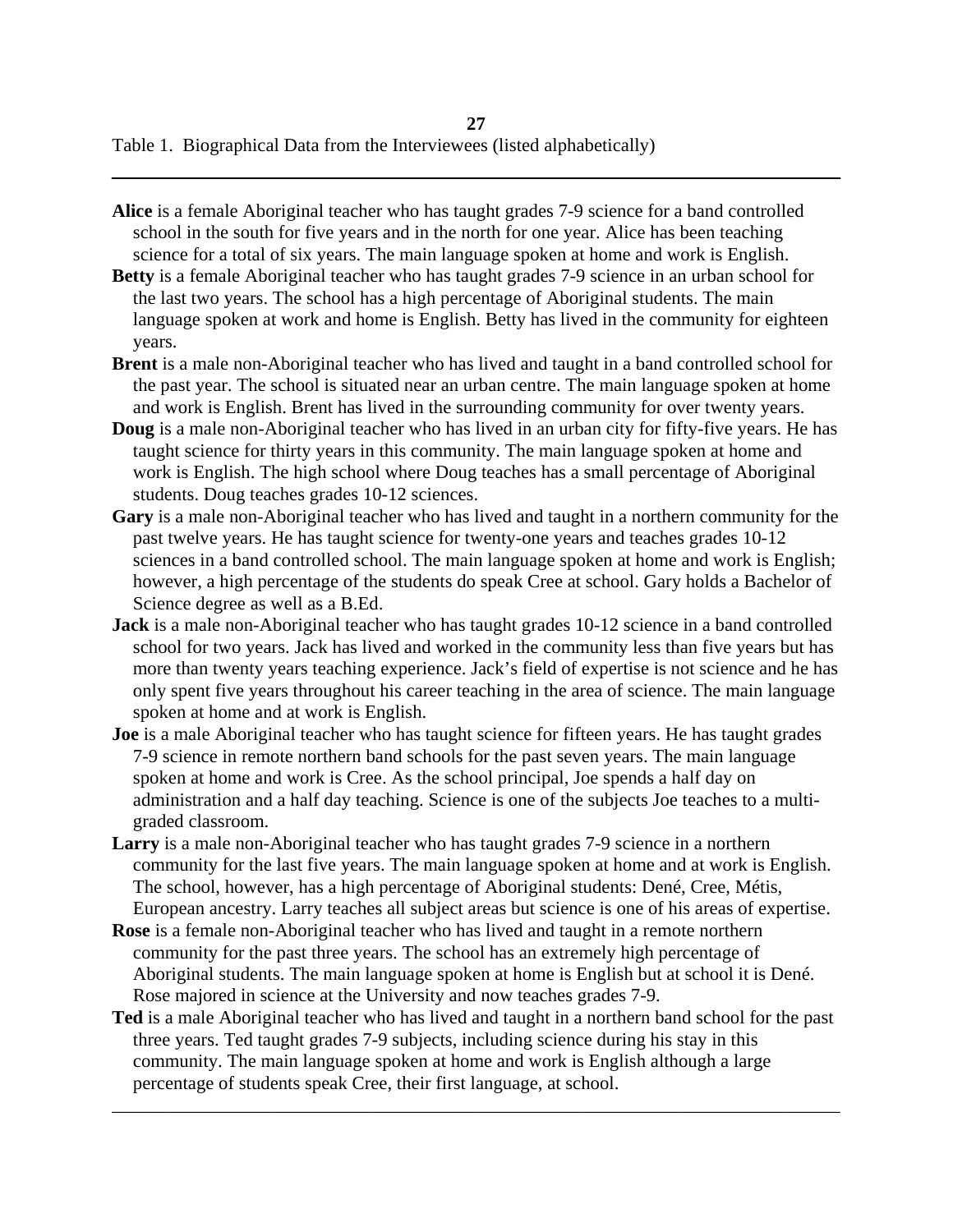Table 1. Biographical Data from the Interviewees (listed alphabetically)

**Alice** is a female Aboriginal teacher who has taught grades 7-9 science for a band controlled school in the south for five years and in the north for one year. Alice has been teaching science for a total of six years. The main language spoken at home and work is English.

**Betty** is a female Aboriginal teacher who has taught grades 7-9 science in an urban school for the last two years. The school has a high percentage of Aboriginal students. The main language spoken at work and home is English. Betty has lived in the community for eighteen years.

**Brent** is a male non-Aboriginal teacher who has lived and taught in a band controlled school for the past year. The school is situated near an urban centre. The main language spoken at home and work is English. Brent has lived in the surrounding community for over twenty years.

**Doug** is a male non-Aboriginal teacher who has lived in an urban city for fifty-five years. He has taught science for thirty years in this community. The main language spoken at home and work is English. The high school where Doug teaches has a small percentage of Aboriginal students. Doug teaches grades 10-12 sciences.

**Gary** is a male non-Aboriginal teacher who has lived and taught in a northern community for the past twelve years. He has taught science for twenty-one years and teaches grades 10-12 sciences in a band controlled school. The main language spoken at home and work is English; however, a high percentage of the students do speak Cree at school. Gary holds a Bachelor of Science degree as well as a B.Ed.

**Jack** is a male non-Aboriginal teacher who has taught grades 10-12 science in a band controlled school for two years. Jack has lived and worked in the community less than five years but has more than twenty years teaching experience. Jack's field of expertise is not science and he has only spent five years throughout his career teaching in the area of science. The main language spoken at home and at work is English.

**Joe** is a male Aboriginal teacher who has taught science for fifteen years. He has taught grades 7-9 science in remote northern band schools for the past seven years. The main language spoken at home and work is Cree. As the school principal, Joe spends a half day on administration and a half day teaching. Science is one of the subjects Joe teaches to a multi-graded classroom.

**Larry** is a male non-Aboriginal teacher who has taught grades 7-9 science in a northern community for the last five years. The main language spoken at home and at work is English. The school, however, has a high percentage of Aboriginal students: Dené, Cree, Métis, European ancestry. Larry teaches all subject areas but science is one of his areas of expertise.

**Rose** is a female non-Aboriginal teacher who has lived and taught in a remote northern community for the past three years. The school has an extremely high percentage of Aboriginal students. The main language spoken at home is English but at school it is Dené. Rose majored in science at the University and now teaches grades 7-9.

**Ted** is a male Aboriginal teacher who has lived and taught in a northern band school for the past three years. Ted taught grades 7-9 subjects, including science during his stay in this community. The main language spoken at home and work is English although a large percentage of students speak Cree, their first language, at school.